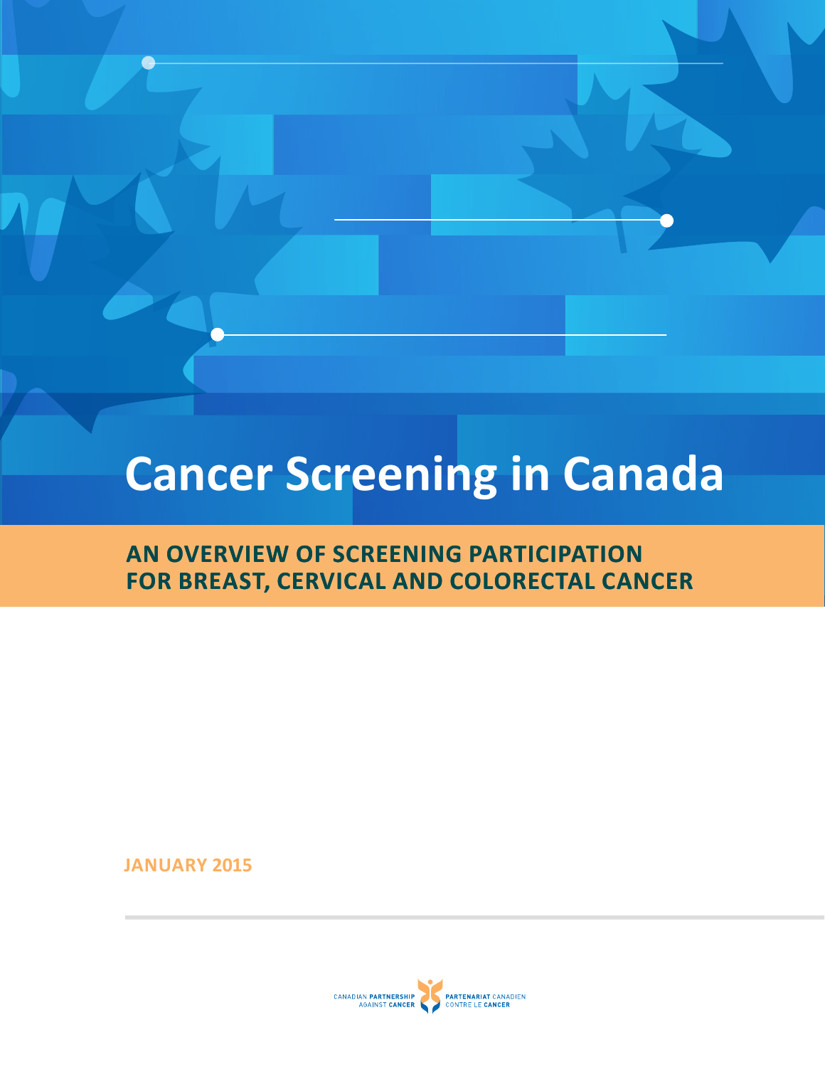# Cancer Screening in Canada

## AN OVERVIEW OF SCREENING PARTICIPATION FOR BREAST, CERVICAL AND COLORECTAL CANCER

**JANUARY 2015**

CANADIAN PARTNERSHIP AGAINST CANCER | PARTENARIAT CANADIEN CONTRE LE CANCER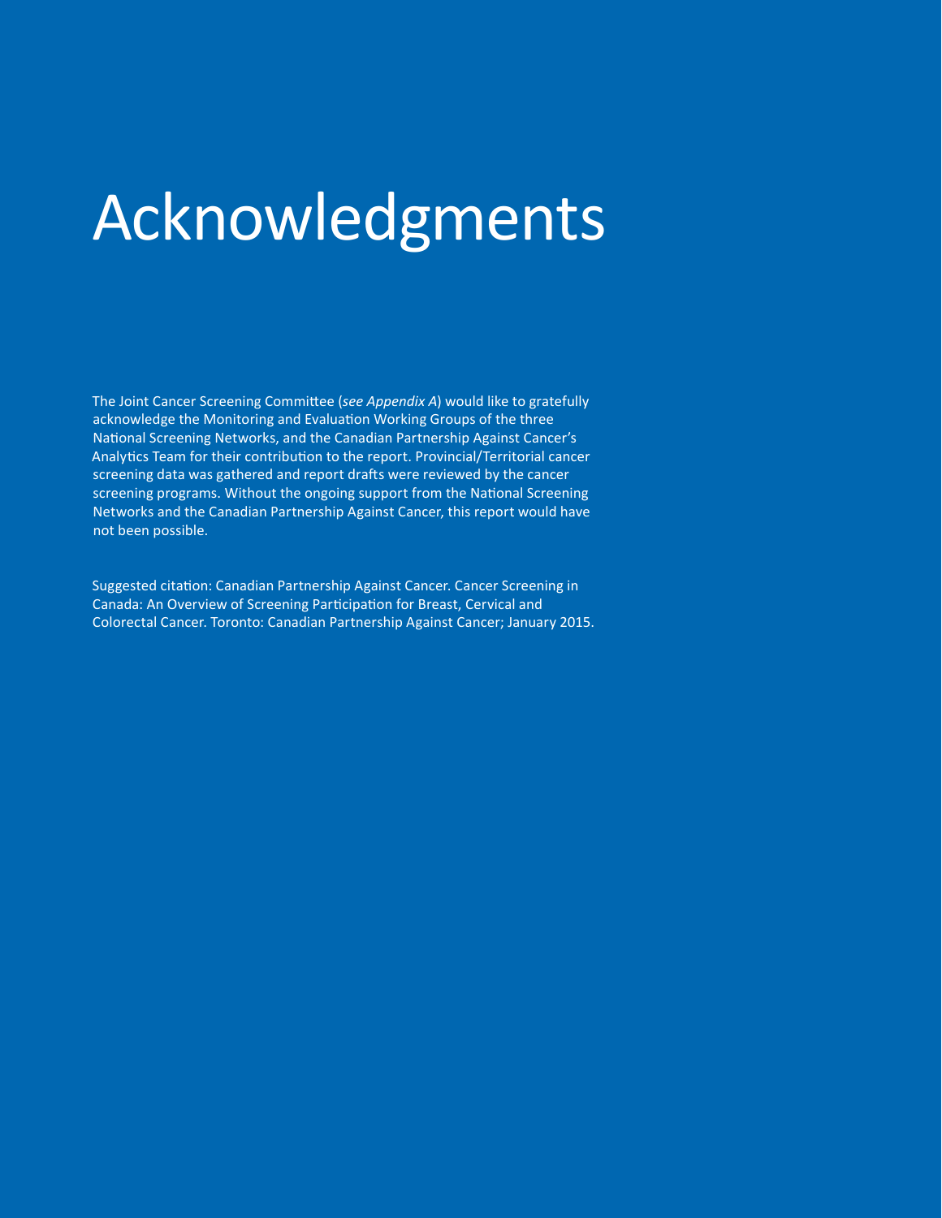# Acknowledgments

The Joint Cancer Screening Committee (*see Appendix A*) would like to gratefully acknowledge the Monitoring and Evaluation Working Groups of the three National Screening Networks, and the Canadian Partnership Against Cancer's Analytics Team for their contribution to the report. Provincial/Territorial cancer screening data was gathered and report drafts were reviewed by the cancer screening programs. Without the ongoing support from the National Screening Networks and the Canadian Partnership Against Cancer, this report would have not been possible.

Suggested citation: Canadian Partnership Against Cancer. Cancer Screening in Canada: An Overview of Screening Participation for Breast, Cervical and Colorectal Cancer. Toronto: Canadian Partnership Against Cancer; January 2015.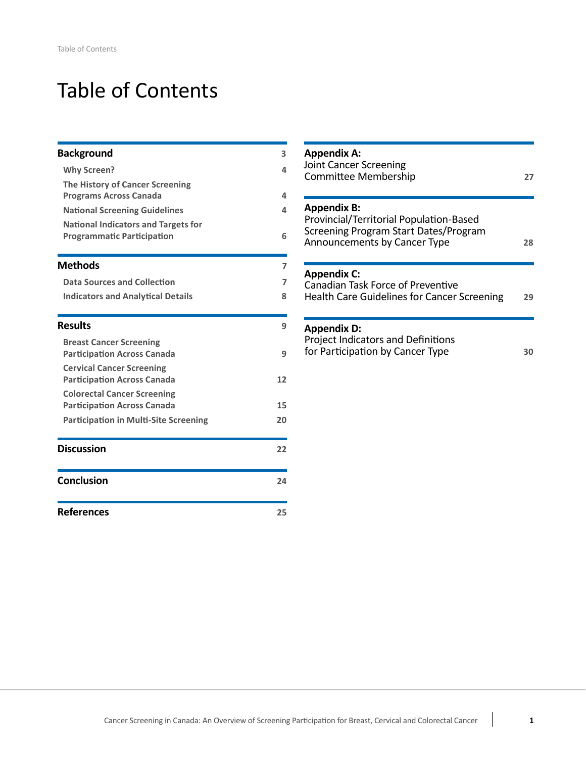# Table of Contents

**Background** 3

- Why Screen? 4
- The History of Cancer Screening Programs Across Canada 4
- National Screening Guidelines 4
- National Indicators and Targets for Programmatic Participation 6

**Methods** 7

- Data Sources and Collection 7
- Indicators and Analytical Details 8

**Results** 9

- Breast Cancer Screening Participation Across Canada 9
- Cervical Cancer Screening Participation Across Canada 12
- Colorectal Cancer Screening Participation Across Canada 15
- Participation in Multi-Site Screening 20

**Discussion** 22

**Conclusion** 24

**References** 25

**Appendix A:** Joint Cancer Screening Committee Membership 27

**Appendix B:** Provincial/Territorial Population-Based Screening Program Start Dates/Program Announcements by Cancer Type 28

**Appendix C:** Canadian Task Force of Preventive Health Care Guidelines for Cancer Screening 29

**Appendix D:** Project Indicators and Definitions for Participation by Cancer Type 30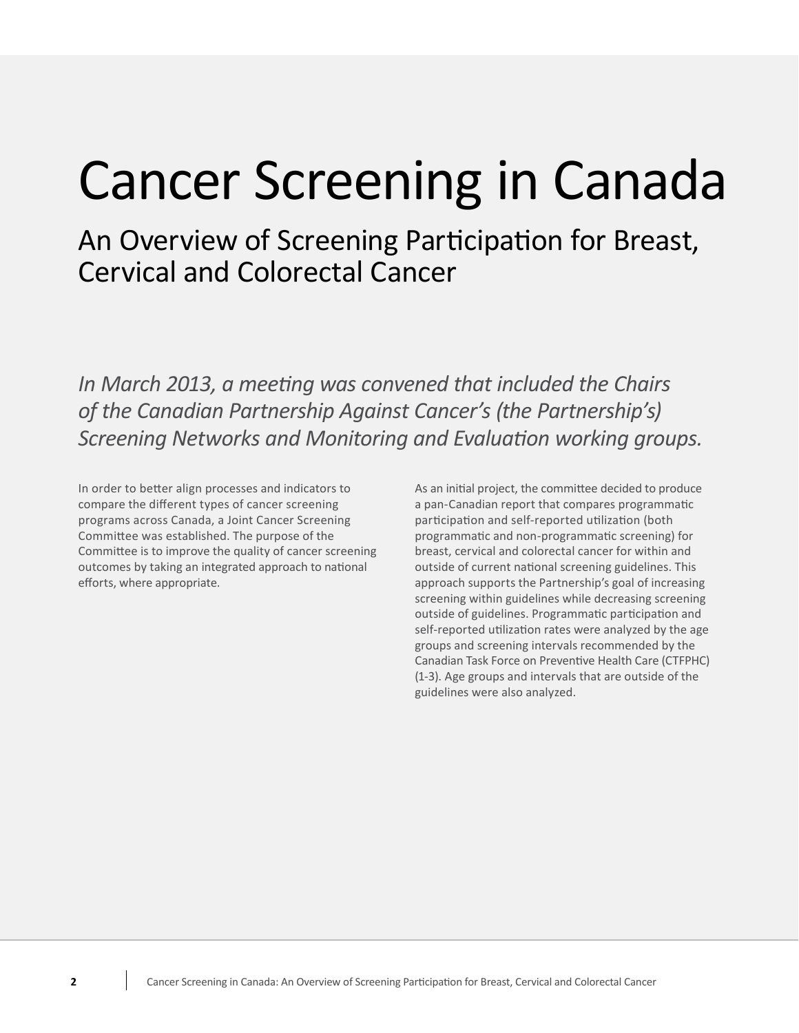# Cancer Screening in Canada

## An Overview of Screening Participation for Breast, Cervical and Colorectal Cancer

*In March 2013, a meeting was convened that included the Chairs of the Canadian Partnership Against Cancer's (the Partnership's) Screening Networks and Monitoring and Evaluation working groups.*

In order to better align processes and indicators to compare the different types of cancer screening programs across Canada, a Joint Cancer Screening Committee was established. The purpose of the Committee is to improve the quality of cancer screening outcomes by taking an integrated approach to national efforts, where appropriate.

As an initial project, the committee decided to produce a pan-Canadian report that compares programmatic participation and self-reported utilization (both programmatic and non-programmatic screening) for breast, cervical and colorectal cancer for within and outside of current national screening guidelines. This approach supports the Partnership's goal of increasing screening within guidelines while decreasing screening outside of guidelines. Programmatic participation and self-reported utilization rates were analyzed by the age groups and screening intervals recommended by the Canadian Task Force on Preventive Health Care (CTFPHC) (1-3). Age groups and intervals that are outside of the guidelines were also analyzed.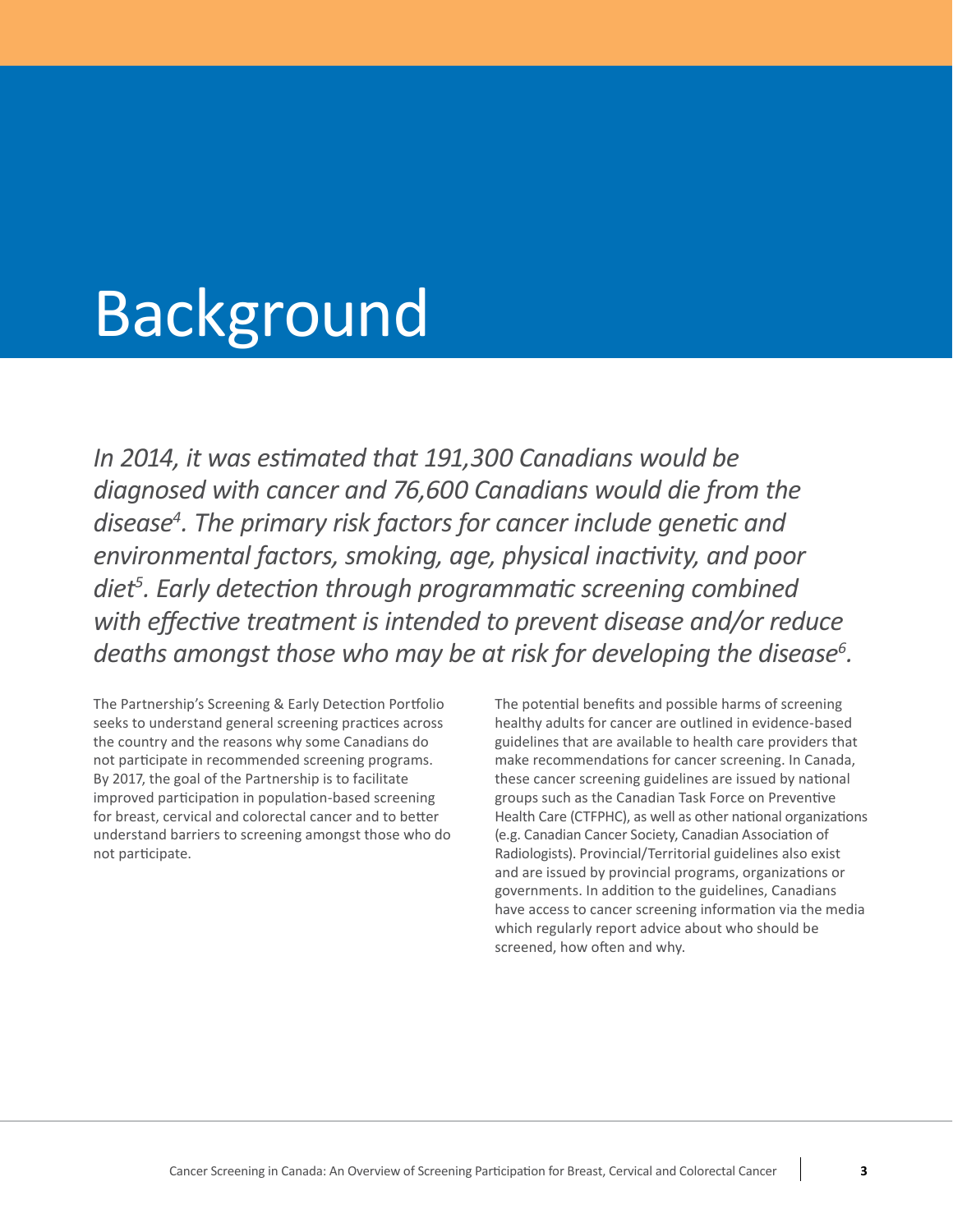# Background

*In 2014, it was estimated that 191,300 Canadians would be diagnosed with cancer and 76,600 Canadians would die from the disease[4]. The primary risk factors for cancer include genetic and environmental factors, smoking, age, physical inactivity, and poor diet[5]. Early detection through programmatic screening combined with effective treatment is intended to prevent disease and/or reduce deaths amongst those who may be at risk for developing the disease[6].*

The Partnership's Screening & Early Detection Portfolio seeks to understand general screening practices across the country and the reasons why some Canadians do not participate in recommended screening programs. By 2017, the goal of the Partnership is to facilitate improved participation in population-based screening for breast, cervical and colorectal cancer and to better understand barriers to screening amongst those who do not participate.

The potential benefits and possible harms of screening healthy adults for cancer are outlined in evidence-based guidelines that are available to health care providers that make recommendations for cancer screening. In Canada, these cancer screening guidelines are issued by national groups such as the Canadian Task Force on Preventive Health Care (CTFPHC), as well as other national organizations (e.g. Canadian Cancer Society, Canadian Association of Radiologists). Provincial/Territorial guidelines also exist and are issued by provincial programs, organizations or governments. In addition to the guidelines, Canadians have access to cancer screening information via the media which regularly report advice about who should be screened, how often and why.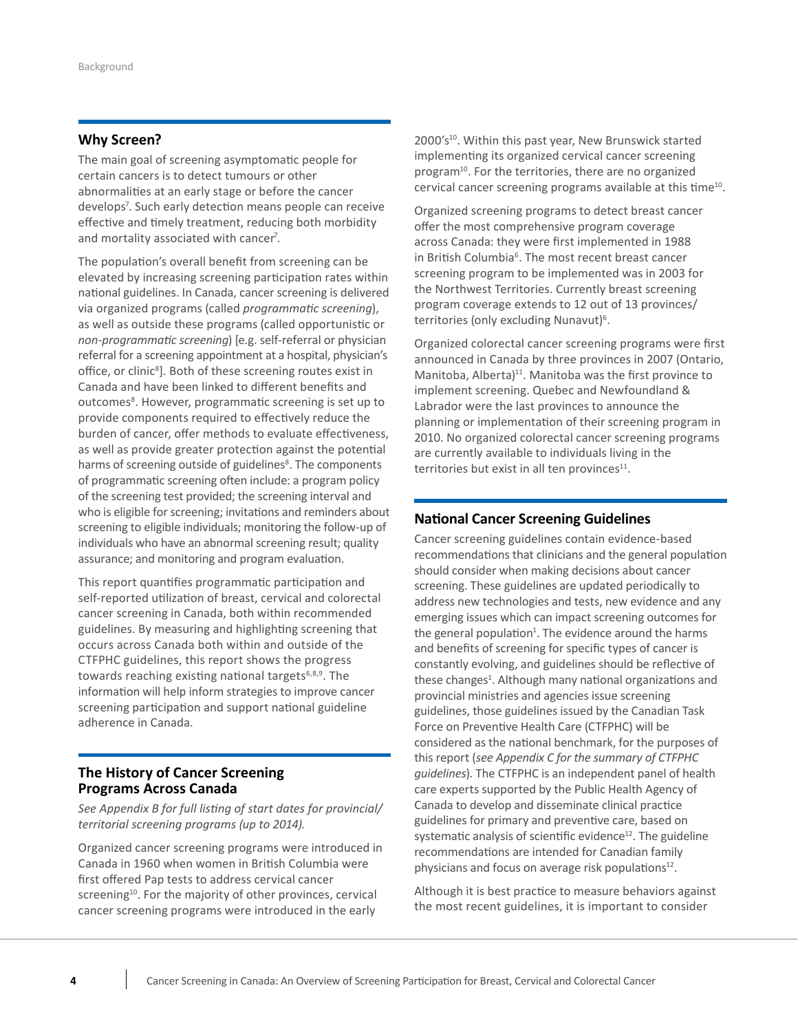## Why Screen?

The main goal of screening asymptomatic people for certain cancers is to detect tumours or other abnormalities at an early stage or before the cancer develops[7]. Such early detection means people can receive effective and timely treatment, reducing both morbidity and mortality associated with cancer[7].

The population's overall benefit from screening can be elevated by increasing screening participation rates within national guidelines. In Canada, cancer screening is delivered via organized programs (called *programmatic screening*), as well as outside these programs (called opportunistic or *non-programmatic screening*) [e.g. self-referral or physician referral for a screening appointment at a hospital, physician's office, or clinic[8]]. Both of these screening routes exist in Canada and have been linked to different benefits and outcomes[8]. However, programmatic screening is set up to provide components required to effectively reduce the burden of cancer, offer methods to evaluate effectiveness, as well as provide greater protection against the potential harms of screening outside of guidelines[8]. The components of programmatic screening often include: a program policy of the screening test provided; the screening interval and who is eligible for screening; invitations and reminders about screening to eligible individuals; monitoring the follow-up of individuals who have an abnormal screening result; quality assurance; and monitoring and program evaluation.

This report quantifies programmatic participation and self-reported utilization of breast, cervical and colorectal cancer screening in Canada, both within recommended guidelines. By measuring and highlighting screening that occurs across Canada both within and outside of the CTFPHC guidelines, this report shows the progress towards reaching existing national targets[6,8,9]. The information will help inform strategies to improve cancer screening participation and support national guideline adherence in Canada.

## The History of Cancer Screening Programs Across Canada

*See Appendix B for full listing of start dates for provincial/ territorial screening programs (up to 2014).*

Organized cancer screening programs were introduced in Canada in 1960 when women in British Columbia were first offered Pap tests to address cervical cancer screening[10]. For the majority of other provinces, cervical cancer screening programs were introduced in the early 2000's[10]. Within this past year, New Brunswick started implementing its organized cervical cancer screening program[10]. For the territories, there are no organized cervical cancer screening programs available at this time[10].

Organized screening programs to detect breast cancer offer the most comprehensive program coverage across Canada: they were first implemented in 1988 in British Columbia[6]. The most recent breast cancer screening program to be implemented was in 2003 for the Northwest Territories. Currently breast screening program coverage extends to 12 out of 13 provinces/ territories (only excluding Nunavut)[6].

Organized colorectal cancer screening programs were first announced in Canada by three provinces in 2007 (Ontario, Manitoba, Alberta)[11]. Manitoba was the first province to implement screening. Quebec and Newfoundland & Labrador were the last provinces to announce the planning or implementation of their screening program in 2010. No organized colorectal cancer screening programs are currently available to individuals living in the territories but exist in all ten provinces[11].

## National Cancer Screening Guidelines

Cancer screening guidelines contain evidence-based recommendations that clinicians and the general population should consider when making decisions about cancer screening. These guidelines are updated periodically to address new technologies and tests, new evidence and any emerging issues which can impact screening outcomes for the general population[1]. The evidence around the harms and benefits of screening for specific types of cancer is constantly evolving, and guidelines should be reflective of these changes[1]. Although many national organizations and provincial ministries and agencies issue screening guidelines, those guidelines issued by the Canadian Task Force on Preventive Health Care (CTFPHC) will be considered as the national benchmark, for the purposes of this report (*see Appendix C for the summary of CTFPHC guidelines*). The CTFPHC is an independent panel of health care experts supported by the Public Health Agency of Canada to develop and disseminate clinical practice guidelines for primary and preventive care, based on systematic analysis of scientific evidence[12]. The guideline recommendations are intended for Canadian family physicians and focus on average risk populations[12].

Although it is best practice to measure behaviors against the most recent guidelines, it is important to consider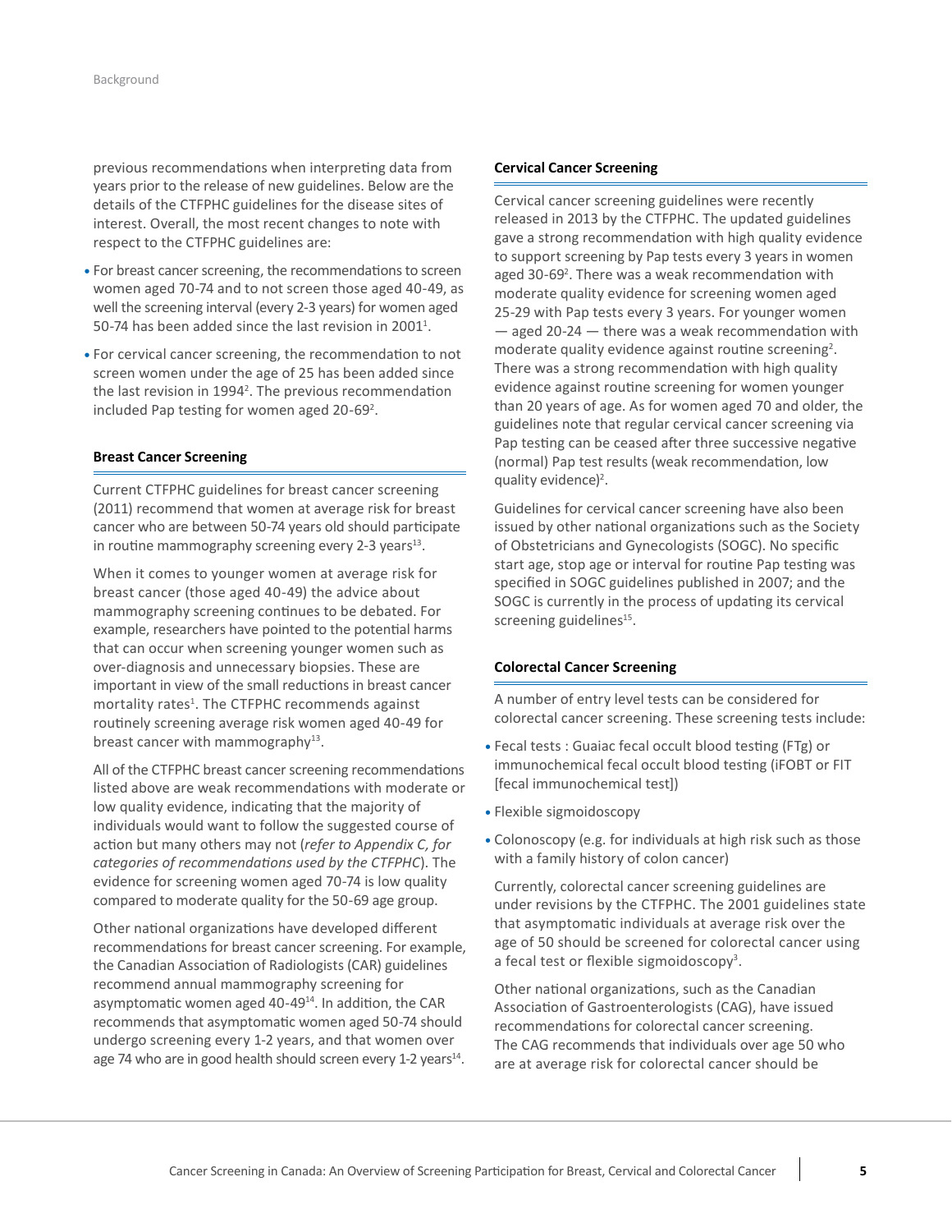previous recommendations when interpreting data from years prior to the release of new guidelines. Below are the details of the CTFPHC guidelines for the disease sites of interest. Overall, the most recent changes to note with respect to the CTFPHC guidelines are:

- For breast cancer screening, the recommendations to screen women aged 70-74 and to not screen those aged 40-49, as well the screening interval (every 2-3 years) for women aged 50-74 has been added since the last revision in 2001[1].
- For cervical cancer screening, the recommendation to not screen women under the age of 25 has been added since the last revision in 1994[2]. The previous recommendation included Pap testing for women aged 20-69[2].

### Breast Cancer Screening

Current CTFPHC guidelines for breast cancer screening (2011) recommend that women at average risk for breast cancer who are between 50-74 years old should participate in routine mammography screening every 2-3 years[13].

When it comes to younger women at average risk for breast cancer (those aged 40-49) the advice about mammography screening continues to be debated. For example, researchers have pointed to the potential harms that can occur when screening younger women such as over-diagnosis and unnecessary biopsies. These are important in view of the small reductions in breast cancer mortality rates[1]. The CTFPHC recommends against routinely screening average risk women aged 40-49 for breast cancer with mammography[13].

All of the CTFPHC breast cancer screening recommendations listed above are weak recommendations with moderate or low quality evidence, indicating that the majority of individuals would want to follow the suggested course of action but many others may not (*refer to Appendix C, for categories of recommendations used by the CTFPHC*). The evidence for screening women aged 70-74 is low quality compared to moderate quality for the 50-69 age group.

Other national organizations have developed different recommendations for breast cancer screening. For example, the Canadian Association of Radiologists (CAR) guidelines recommend annual mammography screening for asymptomatic women aged 40-49[14]. In addition, the CAR recommends that asymptomatic women aged 50-74 should undergo screening every 1-2 years, and that women over age 74 who are in good health should screen every 1-2 years[14].

### Cervical Cancer Screening

Cervical cancer screening guidelines were recently released in 2013 by the CTFPHC. The updated guidelines gave a strong recommendation with high quality evidence to support screening by Pap tests every 3 years in women aged 30-69[2]. There was a weak recommendation with moderate quality evidence for screening women aged 25-29 with Pap tests every 3 years. For younger women — aged 20-24 — there was a weak recommendation with moderate quality evidence against routine screening[2]. There was a strong recommendation with high quality evidence against routine screening for women younger than 20 years of age. As for women aged 70 and older, the guidelines note that regular cervical cancer screening via Pap testing can be ceased after three successive negative (normal) Pap test results (weak recommendation, low quality evidence)[2].

Guidelines for cervical cancer screening have also been issued by other national organizations such as the Society of Obstetricians and Gynecologists (SOGC). No specific start age, stop age or interval for routine Pap testing was specified in SOGC guidelines published in 2007; and the SOGC is currently in the process of updating its cervical screening guidelines[15].

### Colorectal Cancer Screening

A number of entry level tests can be considered for colorectal cancer screening. These screening tests include:

- Fecal tests : Guaiac fecal occult blood testing (FTg) or immunochemical fecal occult blood testing (iFOBT or FIT [fecal immunochemical test])
- Flexible sigmoidoscopy
- Colonoscopy (e.g. for individuals at high risk such as those with a family history of colon cancer)

Currently, colorectal cancer screening guidelines are under revisions by the CTFPHC. The 2001 guidelines state that asymptomatic individuals at average risk over the age of 50 should be screened for colorectal cancer using a fecal test or flexible sigmoidoscopy[3].

Other national organizations, such as the Canadian Association of Gastroenterologists (CAG), have issued recommendations for colorectal cancer screening. The CAG recommends that individuals over age 50 who are at average risk for colorectal cancer should be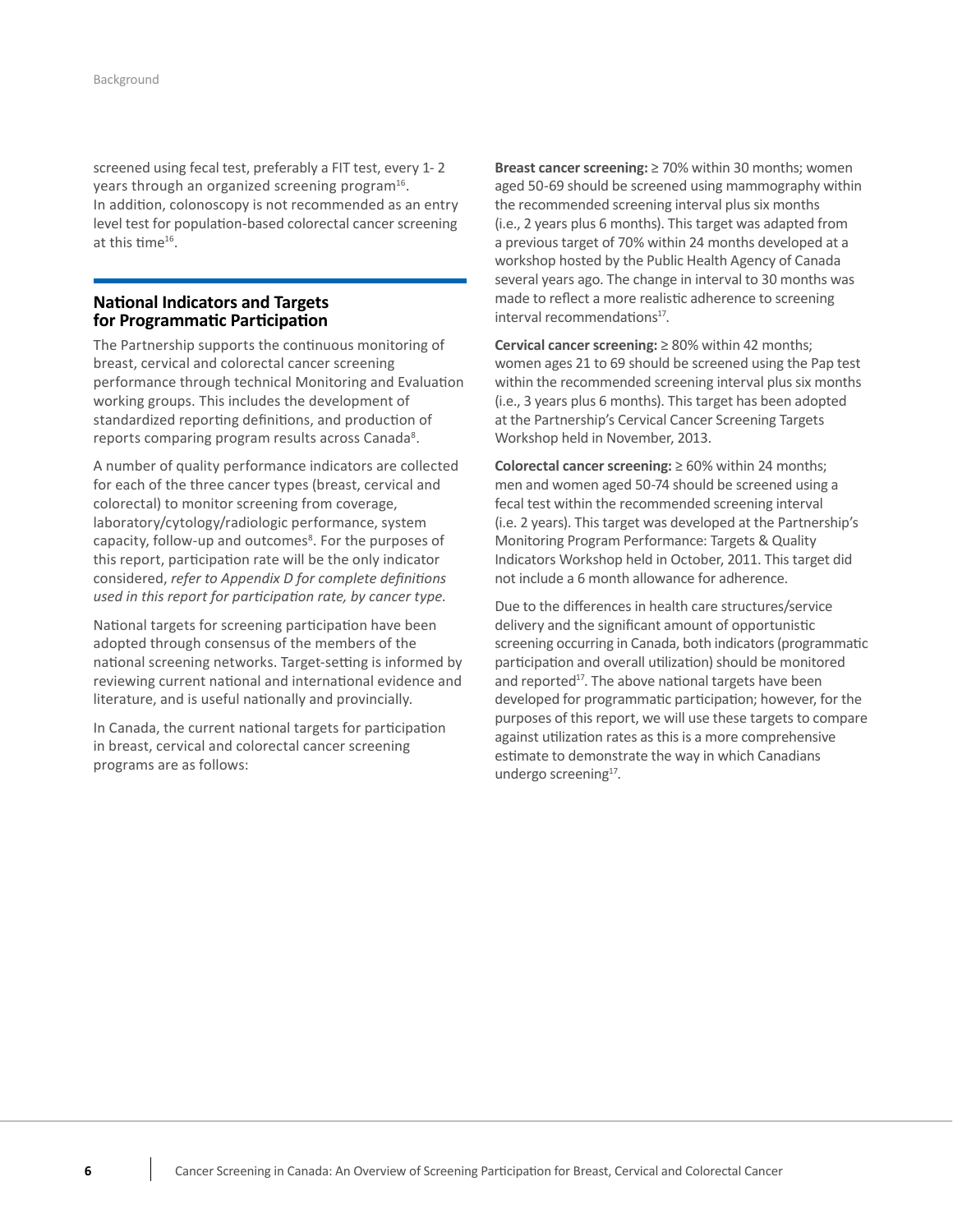screened using fecal test, preferably a FIT test, every 1- 2 years through an organized screening program[16]. In addition, colonoscopy is not recommended as an entry level test for population-based colorectal cancer screening at this time[16].

## National Indicators and Targets for Programmatic Participation

The Partnership supports the continuous monitoring of breast, cervical and colorectal cancer screening performance through technical Monitoring and Evaluation working groups. This includes the development of standardized reporting definitions, and production of reports comparing program results across Canada[8].

A number of quality performance indicators are collected for each of the three cancer types (breast, cervical and colorectal) to monitor screening from coverage, laboratory/cytology/radiologic performance, system capacity, follow-up and outcomes[8]. For the purposes of this report, participation rate will be the only indicator considered, *refer to Appendix D for complete definitions used in this report for participation rate, by cancer type*.

National targets for screening participation have been adopted through consensus of the members of the national screening networks. Target-setting is informed by reviewing current national and international evidence and literature, and is useful nationally and provincially.

In Canada, the current national targets for participation in breast, cervical and colorectal cancer screening programs are as follows:

**Breast cancer screening:** ≥ 70% within 30 months; women aged 50-69 should be screened using mammography within the recommended screening interval plus six months (i.e., 2 years plus 6 months). This target was adapted from a previous target of 70% within 24 months developed at a workshop hosted by the Public Health Agency of Canada several years ago. The change in interval to 30 months was made to reflect a more realistic adherence to screening interval recommendations[17].

**Cervical cancer screening:** ≥ 80% within 42 months; women ages 21 to 69 should be screened using the Pap test within the recommended screening interval plus six months (i.e., 3 years plus 6 months). This target has been adopted at the Partnership's Cervical Cancer Screening Targets Workshop held in November, 2013.

**Colorectal cancer screening:** ≥ 60% within 24 months; men and women aged 50-74 should be screened using a fecal test within the recommended screening interval (i.e. 2 years). This target was developed at the Partnership's Monitoring Program Performance: Targets & Quality Indicators Workshop held in October, 2011. This target did not include a 6 month allowance for adherence.

Due to the differences in health care structures/service delivery and the significant amount of opportunistic screening occurring in Canada, both indicators (programmatic participation and overall utilization) should be monitored and reported[17]. The above national targets have been developed for programmatic participation; however, for the purposes of this report, we will use these targets to compare against utilization rates as this is a more comprehensive estimate to demonstrate the way in which Canadians undergo screening[17].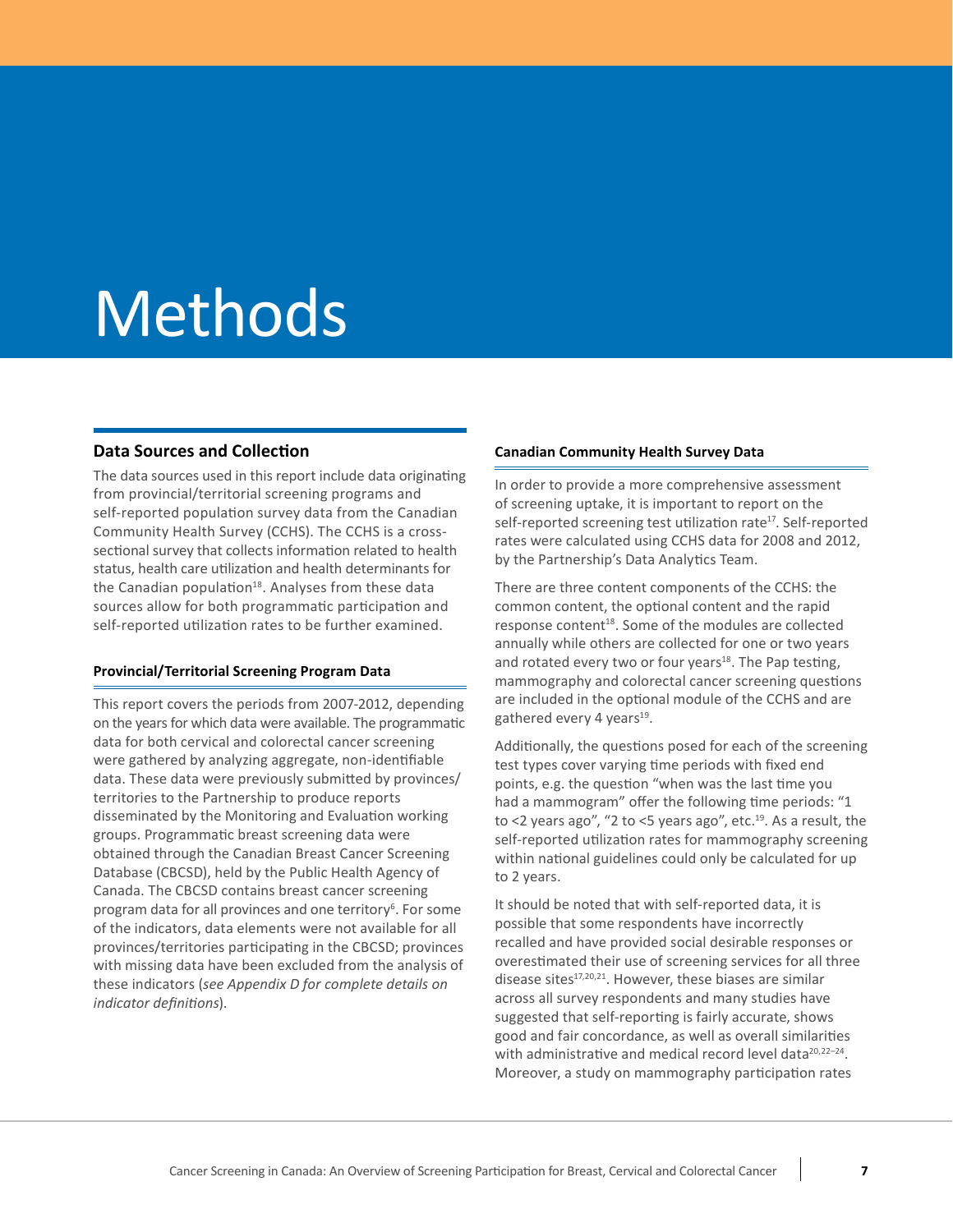# Methods

## Data Sources and Collection

The data sources used in this report include data originating from provincial/territorial screening programs and self-reported population survey data from the Canadian Community Health Survey (CCHS). The CCHS is a cross-sectional survey that collects information related to health status, health care utilization and health determinants for the Canadian population[18]. Analyses from these data sources allow for both programmatic participation and self-reported utilization rates to be further examined.

### Provincial/Territorial Screening Program Data

This report covers the periods from 2007-2012, depending on the years for which data were available. The programmatic data for both cervical and colorectal cancer screening were gathered by analyzing aggregate, non-identifiable data. These data were previously submitted by provinces/territories to the Partnership to produce reports disseminated by the Monitoring and Evaluation working groups. Programmatic breast screening data were obtained through the Canadian Breast Cancer Screening Database (CBCSD), held by the Public Health Agency of Canada. The CBCSD contains breast cancer screening program data for all provinces and one territory[6]. For some of the indicators, data elements were not available for all provinces/territories participating in the CBCSD; provinces with missing data have been excluded from the analysis of these indicators (*see Appendix D for complete details on indicator definitions*).

### Canadian Community Health Survey Data

In order to provide a more comprehensive assessment of screening uptake, it is important to report on the self-reported screening test utilization rate[17]. Self-reported rates were calculated using CCHS data for 2008 and 2012, by the Partnership's Data Analytics Team.

There are three content components of the CCHS: the common content, the optional content and the rapid response content[18]. Some of the modules are collected annually while others are collected for one or two years and rotated every two or four years[18]. The Pap testing, mammography and colorectal cancer screening questions are included in the optional module of the CCHS and are gathered every 4 years[19].

Additionally, the questions posed for each of the screening test types cover varying time periods with fixed end points, e.g. the question "when was the last time you had a mammogram" offer the following time periods: "1 to <2 years ago", "2 to <5 years ago", etc.[19]. As a result, the self-reported utilization rates for mammography screening within national guidelines could only be calculated for up to 2 years.

It should be noted that with self-reported data, it is possible that some respondents have incorrectly recalled and have provided social desirable responses or overestimated their use of screening services for all three disease sites[17,20,21]. However, these biases are similar across all survey respondents and many studies have suggested that self-reporting is fairly accurate, shows good and fair concordance, as well as overall similarities with administrative and medical record level data[20,22–24]. Moreover, a study on mammography participation rates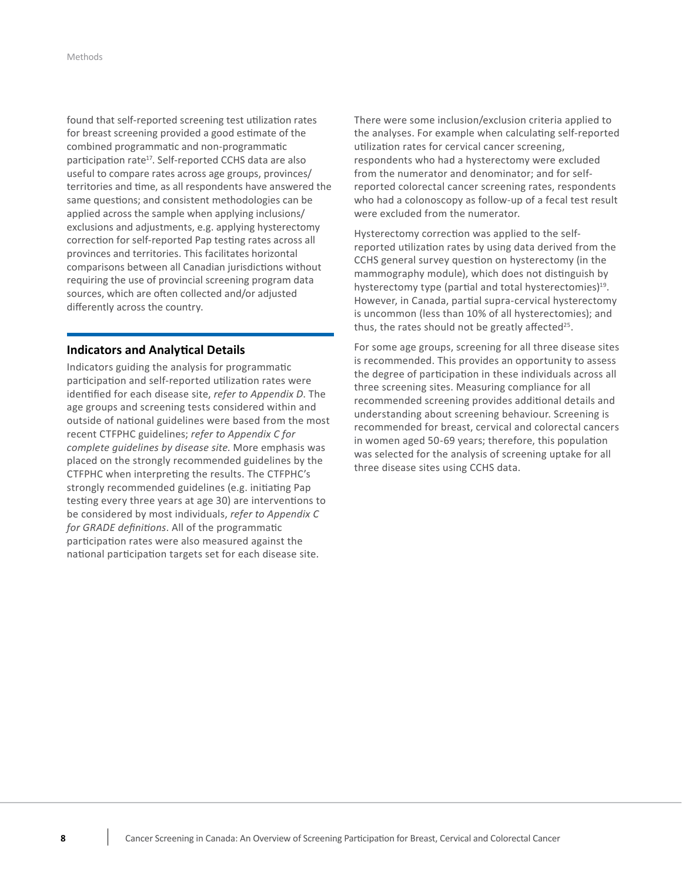found that self-reported screening test utilization rates for breast screening provided a good estimate of the combined programmatic and non-programmatic participation rate[17]. Self-reported CCHS data are also useful to compare rates across age groups, provinces/territories and time, as all respondents have answered the same questions; and consistent methodologies can be applied across the sample when applying inclusions/exclusions and adjustments, e.g. applying hysterectomy correction for self-reported Pap testing rates across all provinces and territories. This facilitates horizontal comparisons between all Canadian jurisdictions without requiring the use of provincial screening program data sources, which are often collected and/or adjusted differently across the country.

## Indicators and Analytical Details

Indicators guiding the analysis for programmatic participation and self-reported utilization rates were identified for each disease site, *refer to Appendix D*. The age groups and screening tests considered within and outside of national guidelines were based from the most recent CTFPHC guidelines; *refer to Appendix C for complete guidelines by disease site*. More emphasis was placed on the strongly recommended guidelines by the CTFPHC when interpreting the results. The CTFPHC's strongly recommended guidelines (e.g. initiating Pap testing every three years at age 30) are interventions to be considered by most individuals, *refer to Appendix C for GRADE definitions*. All of the programmatic participation rates were also measured against the national participation targets set for each disease site.

There were some inclusion/exclusion criteria applied to the analyses. For example when calculating self-reported utilization rates for cervical cancer screening, respondents who had a hysterectomy were excluded from the numerator and denominator; and for self-reported colorectal cancer screening rates, respondents who had a colonoscopy as follow-up of a fecal test result were excluded from the numerator.

Hysterectomy correction was applied to the self-reported utilization rates by using data derived from the CCHS general survey question on hysterectomy (in the mammography module), which does not distinguish by hysterectomy type (partial and total hysterectomies)[19]. However, in Canada, partial supra-cervical hysterectomy is uncommon (less than 10% of all hysterectomies); and thus, the rates should not be greatly affected[25].

For some age groups, screening for all three disease sites is recommended. This provides an opportunity to assess the degree of participation in these individuals across all three screening sites. Measuring compliance for all recommended screening provides additional details and understanding about screening behaviour. Screening is recommended for breast, cervical and colorectal cancers in women aged 50-69 years; therefore, this population was selected for the analysis of screening uptake for all three disease sites using CCHS data.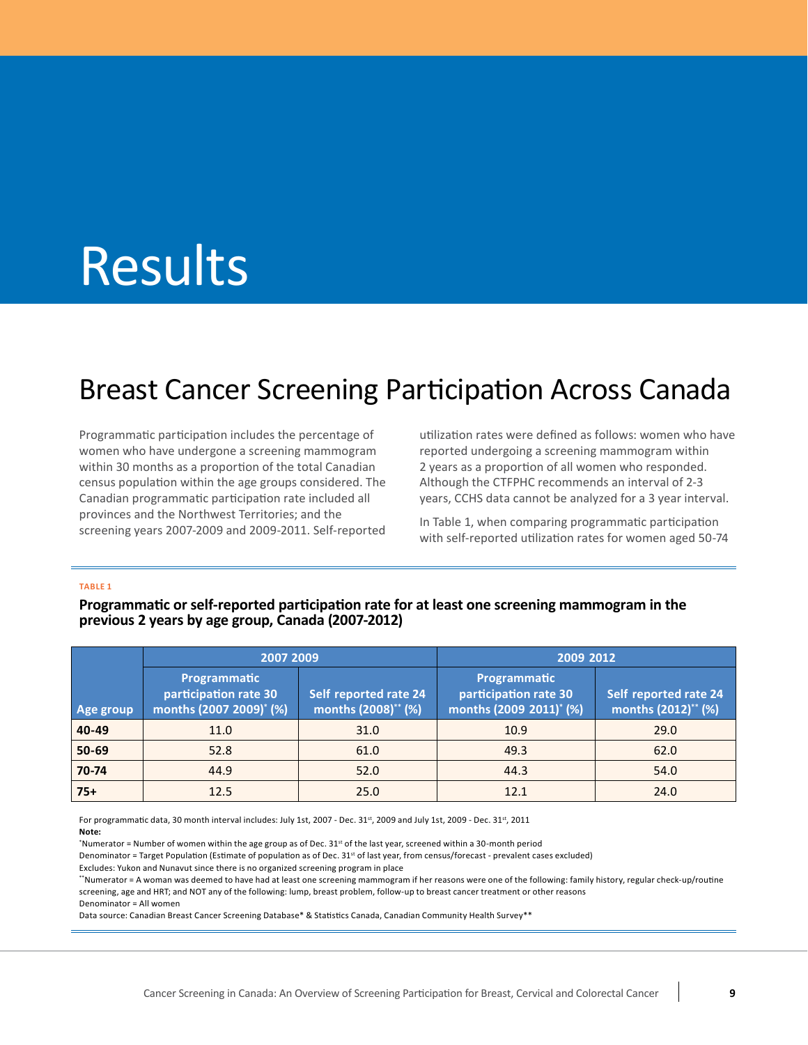# Results

## Breast Cancer Screening Participation Across Canada

Programmatic participation includes the percentage of women who have undergone a screening mammogram within 30 months as a proportion of the total Canadian census population within the age groups considered. The Canadian programmatic participation rate included all provinces and the Northwest Territories; and the screening years 2007-2009 and 2009-2011. Self-reported utilization rates were defined as follows: women who have reported undergoing a screening mammogram within 2 years as a proportion of all women who responded. Although the CTFPHC recommends an interval of 2-3 years, CCHS data cannot be analyzed for a 3 year interval.

In Table 1, when comparing programmatic participation with self-reported utilization rates for women aged 50-74

**TABLE 1**

**Programmatic or self-reported participation rate for at least one screening mammogram in the previous 2 years by age group, Canada (2007-2012)**

| Age group | 2007 2009 | | 2009 2012 | |
|---|---|---|---|---|
| | Programmatic participation rate 30 months (2007 2009)* (%) | Self reported rate 24 months (2008)** (%) | Programmatic participation rate 30 months (2009 2011)* (%) | Self reported rate 24 months (2012)** (%) |
| **40-49** | 11.0 | 31.0 | 10.9 | 29.0 |
| **50-69** | 52.8 | 61.0 | 49.3 | 62.0 |
| **70-74** | 44.9 | 52.0 | 44.3 | 54.0 |
| **75+** | 12.5 | 25.0 | 12.1 | 24.0 |

For programmatic data, 30 month interval includes: July 1st, 2007 - Dec. 31st, 2009 and July 1st, 2009 - Dec. 31st, 2011

**Note:**

*Numerator = Number of women within the age group as of Dec. 31st of the last year, screened within a 30-month period

Denominator = Target Population (Estimate of population as of Dec. 31st of last year, from census/forecast - prevalent cases excluded)

Excludes: Yukon and Nunavut since there is no organized screening program in place

**Numerator = A woman was deemed to have had at least one screening mammogram if her reasons were one of the following: family history, regular check-up/routine screening, age and HRT; and NOT any of the following: lump, breast problem, follow-up to breast cancer treatment or other reasons

Denominator = All women

Data source: Canadian Breast Cancer Screening Database* & Statistics Canada, Canadian Community Health Survey**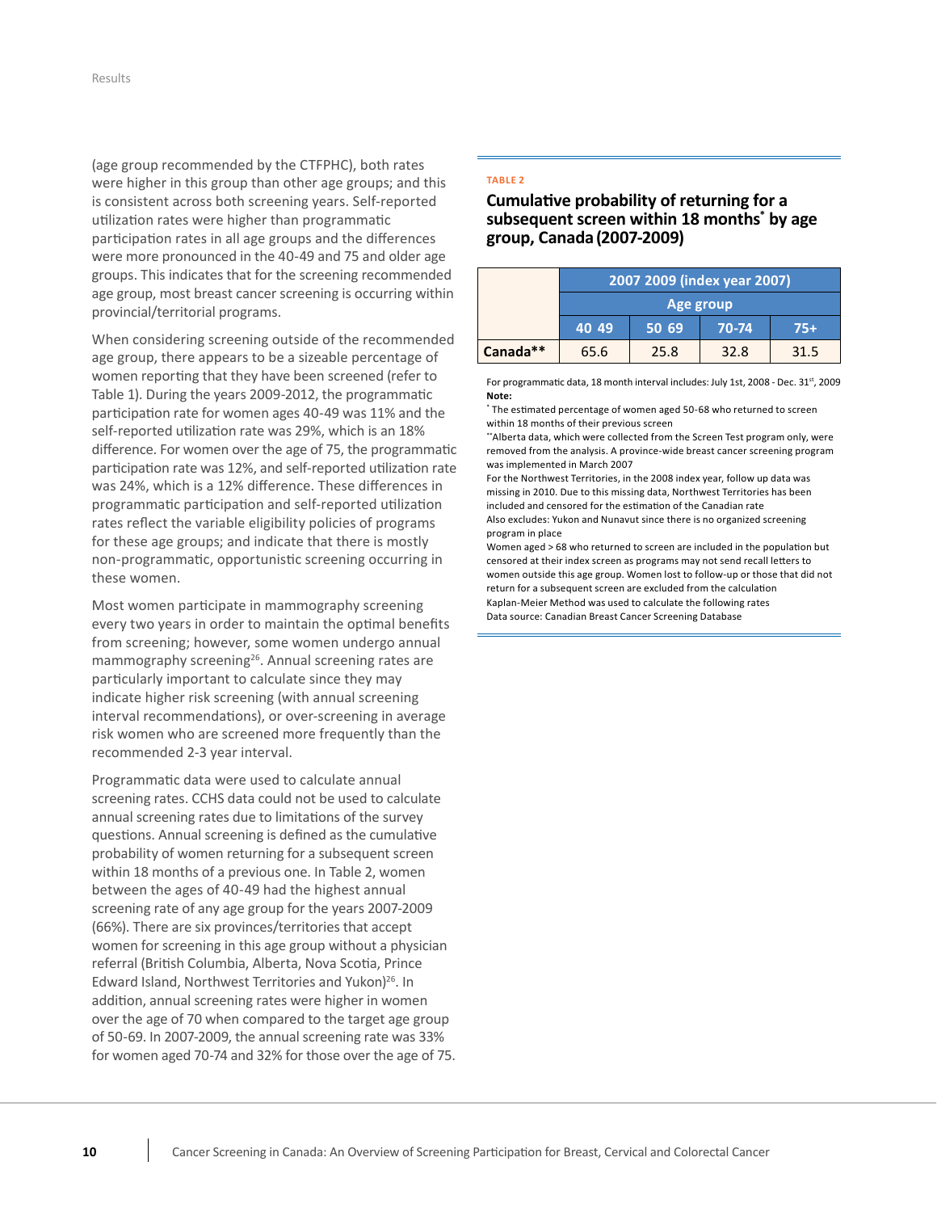(age group recommended by the CTFPHC), both rates were higher in this group than other age groups; and this is consistent across both screening years. Self-reported utilization rates were higher than programmatic participation rates in all age groups and the differences were more pronounced in the 40-49 and 75 and older age groups. This indicates that for the screening recommended age group, most breast cancer screening is occurring within provincial/territorial programs.

When considering screening outside of the recommended age group, there appears to be a sizeable percentage of women reporting that they have been screened (refer to Table 1). During the years 2009-2012, the programmatic participation rate for women ages 40-49 was 11% and the self-reported utilization rate was 29%, which is an 18% difference. For women over the age of 75, the programmatic participation rate was 12%, and self-reported utilization rate was 24%, which is a 12% difference. These differences in programmatic participation and self-reported utilization rates reflect the variable eligibility policies of programs for these age groups; and indicate that there is mostly non-programmatic, opportunistic screening occurring in these women.

Most women participate in mammography screening every two years in order to maintain the optimal benefits from screening; however, some women undergo annual mammography screening[26]. Annual screening rates are particularly important to calculate since they may indicate higher risk screening (with annual screening interval recommendations), or over-screening in average risk women who are screened more frequently than the recommended 2-3 year interval.

Programmatic data were used to calculate annual screening rates. CCHS data could not be used to calculate annual screening rates due to limitations of the survey questions. Annual screening is defined as the cumulative probability of women returning for a subsequent screen within 18 months of a previous one. In Table 2, women between the ages of 40-49 had the highest annual screening rate of any age group for the years 2007-2009 (66%). There are six provinces/territories that accept women for screening in this age group without a physician referral (British Columbia, Alberta, Nova Scotia, Prince Edward Island, Northwest Territories and Yukon)[26]. In addition, annual screening rates were higher in women over the age of 70 when compared to the target age group of 50-69. In 2007-2009, the annual screening rate was 33% for women aged 70-74 and 32% for those over the age of 75.

**TABLE 2**

### Cumulative probability of returning for a subsequent screen within 18 months* by age group, Canada (2007-2009)

| | 2007 2009 (index year 2007) | | | |
|---|---|---|---|---|
| | Age group | | | |
| | 40 49 | 50 69 | 70-74 | 75+ |
| **Canada**** | 65.6 | 25.8 | 32.8 | 31.5 |

For programmatic data, 18 month interval includes: July 1st, 2008 - Dec. 31st, 2009

**Note:**

* The estimated percentage of women aged 50-68 who returned to screen within 18 months of their previous screen

**Alberta data, which were collected from the Screen Test program only, were removed from the analysis. A province-wide breast cancer screening program was implemented in March 2007

For the Northwest Territories, in the 2008 index year, follow up data was missing in 2010. Due to this missing data, Northwest Territories has been included and censored for the estimation of the Canadian rate

Also excludes: Yukon and Nunavut since there is no organized screening program in place

Women aged > 68 who returned to screen are included in the population but censored at their index screen as programs may not send recall letters to women outside this age group. Women lost to follow-up or those that did not return for a subsequent screen are excluded from the calculation

Kaplan-Meier Method was used to calculate the following rates

Data source: Canadian Breast Cancer Screening Database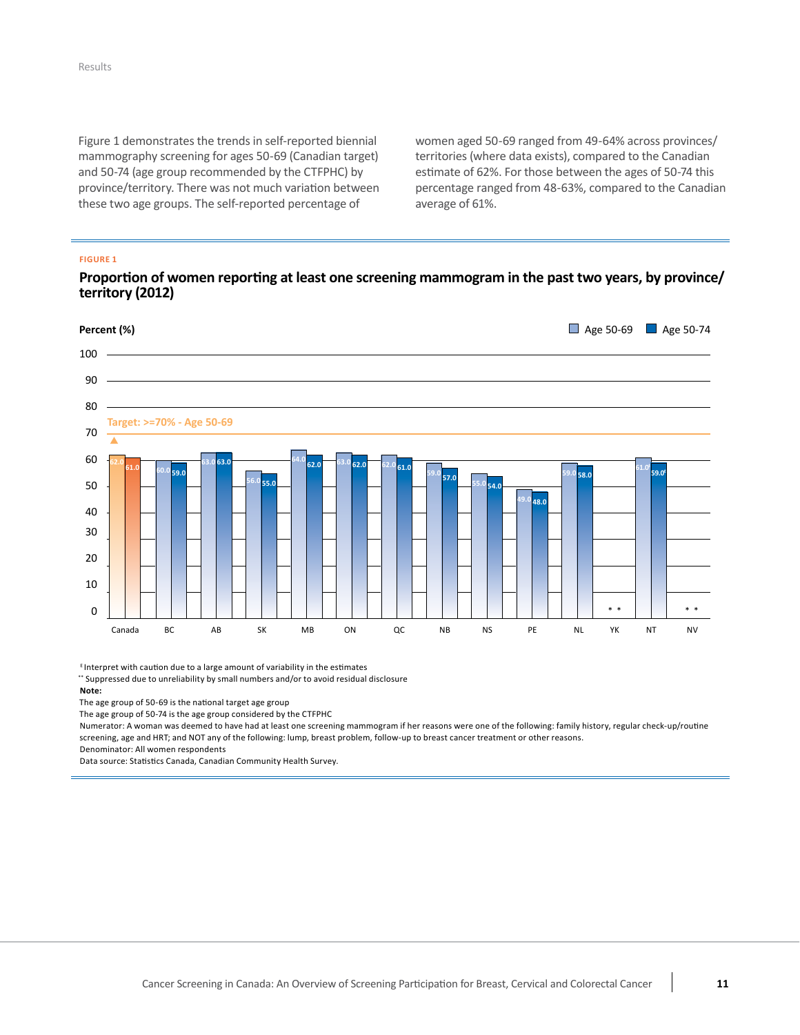Figure 1 demonstrates the trends in self-reported biennial mammography screening for ages 50-69 (Canadian target) and 50-74 (age group recommended by the CTFPHC) by province/territory. There was not much variation between these two age groups. The self-reported percentage of women aged 50-69 ranged from 49-64% across provinces/territories (where data exists), compared to the Canadian estimate of 62%. For those between the ages of 50-74 this percentage ranged from 48-63%, compared to the Canadian average of 61%.

**FIGURE 1**

## Proportion of women reporting at least one screening mammogram in the past two years, by province/territory (2012)

Percent (%)

Target: >=70% - Age 50-69

| | Age 50-69 | Age 50-74 |
|---|---|---|
| Canada | 62.0 | 61.0 |
| BC | 60.0 | 59.0 |
| AB | 63.0 | 63.0 |
| SK | 56.0 | 55.0 |
| MB | 64.0 | 62.0 |
| ON | 63.0 | 62.0 |
| QC | 62.0 | 61.0 |
| NB | 59.0 | 57.0 |
| NS | 55.0 | 54.0 |
| PE | 49.0 | 48.0 |
| NL | 59.0 | 58.0 |
| YK | ** | ** |
| NT | 61.0[E] | 59.0[E] |
| NV | ** | ** |

[E] Interpret with caution due to a large amount of variability in the estimates

** Suppressed due to unreliability by small numbers and/or to avoid residual disclosure

**Note:**

The age group of 50-69 is the national target age group

The age group of 50-74 is the age group considered by the CTFPHC

Numerator: A woman was deemed to have had at least one screening mammogram if her reasons were one of the following: family history, regular check-up/routine screening, age and HRT; and NOT any of the following: lump, breast problem, follow-up to breast cancer treatment or other reasons.

Denominator: All women respondents

Data source: Statistics Canada, Canadian Community Health Survey.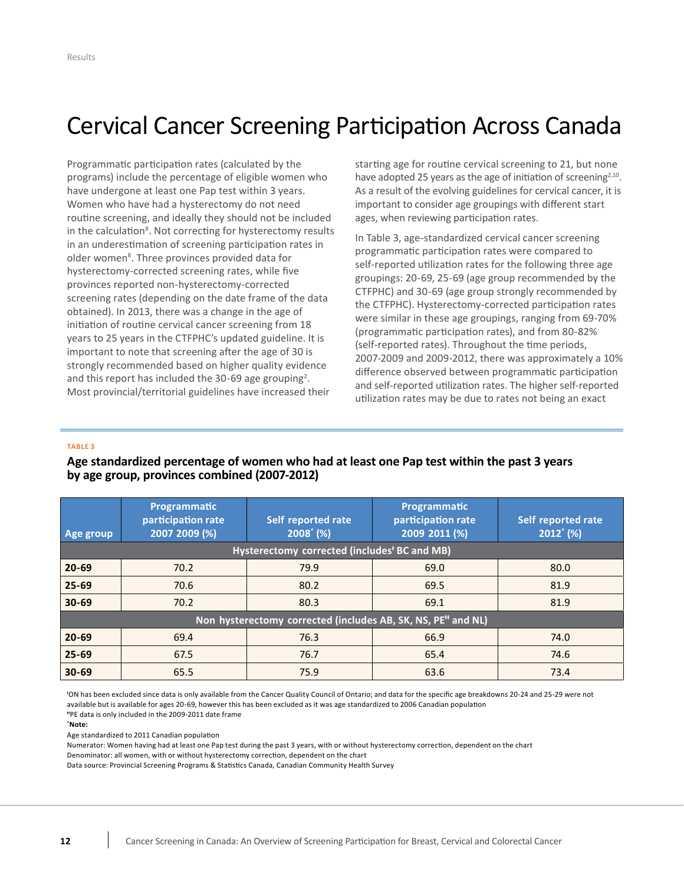# Cervical Cancer Screening Participation Across Canada

Programmatic participation rates (calculated by the programs) include the percentage of eligible women who have undergone at least one Pap test within 3 years. Women who have had a hysterectomy do not need routine screening, and ideally they should not be included in the calculation[8]. Not correcting for hysterectomy results in an underestimation of screening participation rates in older women[8]. Three provinces provided data for hysterectomy-corrected screening rates, while five provinces reported non-hysterectomy-corrected screening rates (depending on the date frame of the data obtained). In 2013, there was a change in the age of initiation of routine cervical cancer screening from 18 years to 25 years in the CTFPHC's updated guideline. It is important to note that screening after the age of 30 is strongly recommended based on higher quality evidence and this report has included the 30-69 age grouping[2]. Most provincial/territorial guidelines have increased their starting age for routine cervical screening to 21, but none have adopted 25 years as the age of initiation of screening[2,10]. As a result of the evolving guidelines for cervical cancer, it is important to consider age groupings with different start ages, when reviewing participation rates.

In Table 3, age-standardized cervical cancer screening programmatic participation rates were compared to self-reported utilization rates for the following three age groupings: 20-69, 25-69 (age group recommended by the CTFPHC) and 30-69 (age group strongly recommended by the CTFPHC). Hysterectomy-corrected participation rates were similar in these age groupings, ranging from 69-70% (programmatic participation rates), and from 80-82% (self-reported rates). Throughout the time periods, 2007-2009 and 2009-2012, there was approximately a 10% difference observed between programmatic participation and self-reported utilization rates. The higher self-reported utilization rates may be due to rates not being an exact

TABLE 3

**Age standardized percentage of women who had at least one Pap test within the past 3 years by age group, provinces combined (2007-2012)**

| Age group | Programmatic participation rate 2007 2009 (%) | Self reported rate 2008* (%) | Programmatic participation rate 2009 2011 (%) | Self reported rate 2012* (%) |
|---|---|---|---|---|
| **Hysterectomy corrected (includes' BC and MB)** | | | | |
| **20-69** | 70.2 | 79.9 | 69.0 | 80.0 |
| **25-69** | 70.6 | 80.2 | 69.5 | 81.9 |
| **30-69** | 70.2 | 80.3 | 69.1 | 81.9 |
| **Non hysterectomy corrected (includes AB, SK, NS, PE'' and NL)** | | | | |
| **20-69** | 69.4 | 76.3 | 66.9 | 74.0 |
| **25-69** | 67.5 | 76.7 | 65.4 | 74.6 |
| **30-69** | 65.5 | 75.9 | 63.6 | 73.4 |

'ON has been excluded since data is only available from the Cancer Quality Council of Ontario; and data for the specific age breakdowns 20-24 and 25-29 were not available but is available for ages 20-69, however this has been excluded as it was age standardized to 2006 Canadian population

''PE data is only included in the 2009-2011 date frame

***Note:**

Age standardized to 2011 Canadian population

Numerator: Women having had at least one Pap test during the past 3 years, with or without hysterectomy correction, dependent on the chart

Denominator: all women, with or without hysterectomy correction, dependent on the chart

Data source: Provincial Screening Programs & Statistics Canada, Canadian Community Health Survey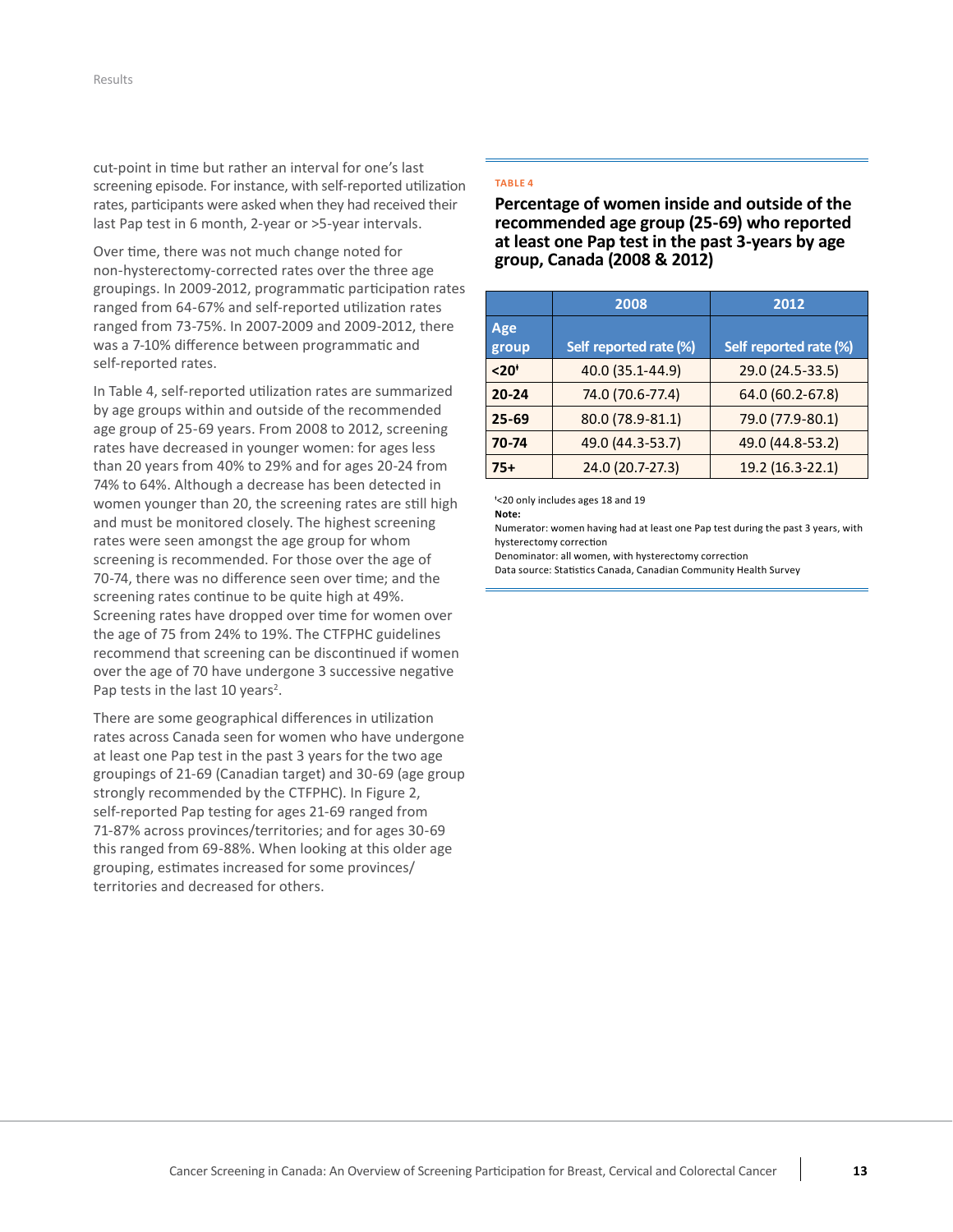cut-point in time but rather an interval for one's last screening episode. For instance, with self-reported utilization rates, participants were asked when they had received their last Pap test in 6 month, 2-year or >5-year intervals.

Over time, there was not much change noted for non-hysterectomy-corrected rates over the three age groupings. In 2009-2012, programmatic participation rates ranged from 64-67% and self-reported utilization rates ranged from 73-75%. In 2007-2009 and 2009-2012, there was a 7-10% difference between programmatic and self-reported rates.

In Table 4, self-reported utilization rates are summarized by age groups within and outside of the recommended age group of 25-69 years. From 2008 to 2012, screening rates have decreased in younger women: for ages less than 20 years from 40% to 29% and for ages 20-24 from 74% to 64%. Although a decrease has been detected in women younger than 20, the screening rates are still high and must be monitored closely. The highest screening rates were seen amongst the age group for whom screening is recommended. For those over the age of 70-74, there was no difference seen over time; and the screening rates continue to be quite high at 49%. Screening rates have dropped over time for women over the age of 75 from 24% to 19%. The CTFPHC guidelines recommend that screening can be discontinued if women over the age of 70 have undergone 3 successive negative Pap tests in the last 10 years[2].

There are some geographical differences in utilization rates across Canada seen for women who have undergone at least one Pap test in the past 3 years for the two age groupings of 21-69 (Canadian target) and 30-69 (age group strongly recommended by the CTFPHC). In Figure 2, self-reported Pap testing for ages 21-69 ranged from 71-87% across provinces/territories; and for ages 30-69 this ranged from 69-88%. When looking at this older age grouping, estimates increased for some provinces/territories and decreased for others.

TABLE 4

**Percentage of women inside and outside of the recommended age group (25-69) who reported at least one Pap test in the past 3-years by age group, Canada (2008 & 2012)**

| | 2008 | 2012 |
|---|---|---|
| **Age group** | **Self reported rate (%)** | **Self reported rate (%)** |
| **<20**[ⁱ] | 40.0 (35.1-44.9) | 29.0 (24.5-33.5) |
| **20-24** | 74.0 (70.6-77.4) | 64.0 (60.2-67.8) |
| **25-69** | 80.0 (78.9-81.1) | 79.0 (77.9-80.1) |
| **70-74** | 49.0 (44.3-53.7) | 49.0 (44.8-53.2) |
| **75+** | 24.0 (20.7-27.3) | 19.2 (16.3-22.1) |

[ⁱ]<20 only includes ages 18 and 19

**Note:**

Numerator: women having had at least one Pap test during the past 3 years, with hysterectomy correction

Denominator: all women, with hysterectomy correction

Data source: Statistics Canada, Canadian Community Health Survey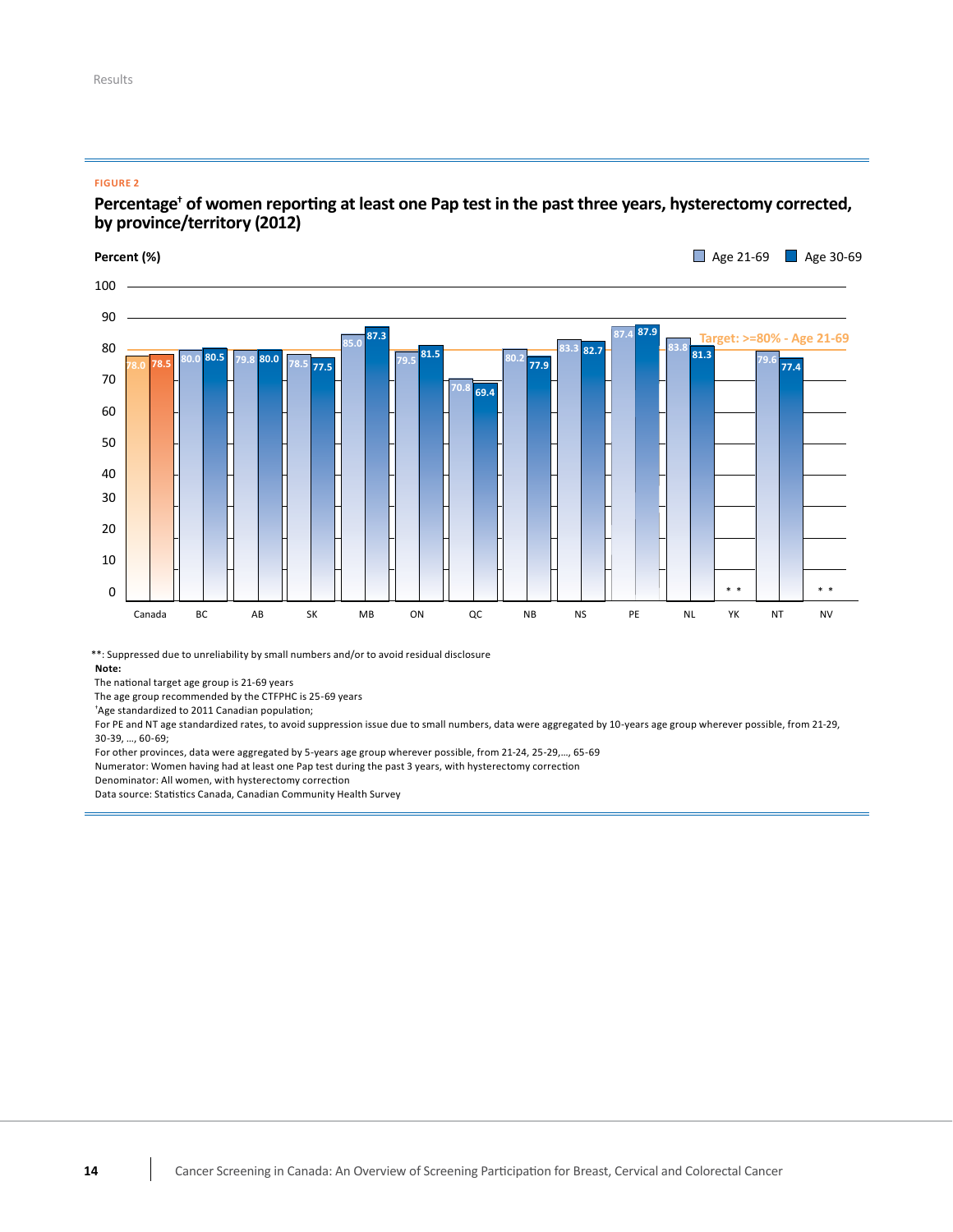FIGURE 2

**Percentage† of women reporting at least one Pap test in the past three years, hysterectomy corrected, by province/territory (2012)**

| Province/Territory | Age 21-69 (%) | Age 30-69 (%) |
|---|---|---|
| Canada | 78.0 | 78.5 |
| BC | 80.0 | 80.5 |
| AB | 79.8 | 80.0 |
| SK | 78.5 | 77.5 |
| MB | 85.0 | 87.3 |
| ON | 79.5 | 81.5 |
| QC | 70.8 | 69.4 |
| NB | 80.2 | 77.9 |
| NS | 83.3 | 82.7 |
| PE | 87.4 | 87.9 |
| NL | 83.8 | 81.3 |
| YK | ** | ** |
| NT | 79.6 | 77.4 |
| NV | ** | ** |

Target: >=80% - Age 21-69

**: Suppressed due to unreliability by small numbers and/or to avoid residual disclosure

**Note:**

The national target age group is 21-69 years

The age group recommended by the CTFPHC is 25-69 years

†Age standardized to 2011 Canadian population;

For PE and NT age standardized rates, to avoid suppression issue due to small numbers, data were aggregated by 10-years age group wherever possible, from 21-29, 30-39, …, 60-69;

For other provinces, data were aggregated by 5-years age group wherever possible, from 21-24, 25-29,…, 65-69

Numerator: Women having had at least one Pap test during the past 3 years, with hysterectomy correction

Denominator: All women, with hysterectomy correction

Data source: Statistics Canada, Canadian Community Health Survey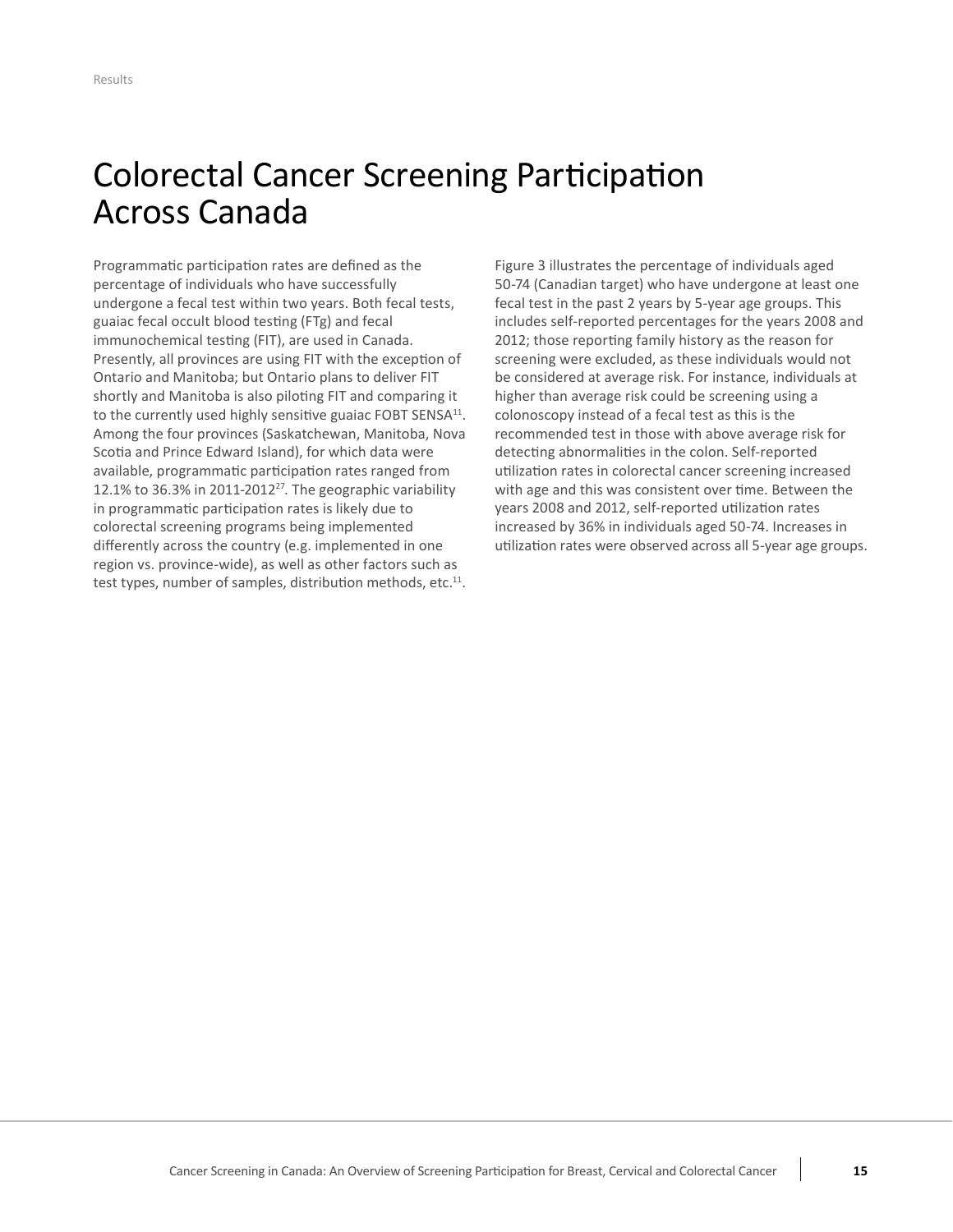# Colorectal Cancer Screening Participation Across Canada

Programmatic participation rates are defined as the percentage of individuals who have successfully undergone a fecal test within two years. Both fecal tests, guaiac fecal occult blood testing (FTg) and fecal immunochemical testing (FIT), are used in Canada. Presently, all provinces are using FIT with the exception of Ontario and Manitoba; but Ontario plans to deliver FIT shortly and Manitoba is also piloting FIT and comparing it to the currently used highly sensitive guaiac FOBT SENSA[11]. Among the four provinces (Saskatchewan, Manitoba, Nova Scotia and Prince Edward Island), for which data were available, programmatic participation rates ranged from 12.1% to 36.3% in 2011-2012[27]. The geographic variability in programmatic participation rates is likely due to colorectal screening programs being implemented differently across the country (e.g. implemented in one region vs. province-wide), as well as other factors such as test types, number of samples, distribution methods, etc.[11].

Figure 3 illustrates the percentage of individuals aged 50-74 (Canadian target) who have undergone at least one fecal test in the past 2 years by 5-year age groups. This includes self-reported percentages for the years 2008 and 2012; those reporting family history as the reason for screening were excluded, as these individuals would not be considered at average risk. For instance, individuals at higher than average risk could be screening using a colonoscopy instead of a fecal test as this is the recommended test in those with above average risk for detecting abnormalities in the colon. Self-reported utilization rates in colorectal cancer screening increased with age and this was consistent over time. Between the years 2008 and 2012, self-reported utilization rates increased by 36% in individuals aged 50-74. Increases in utilization rates were observed across all 5-year age groups.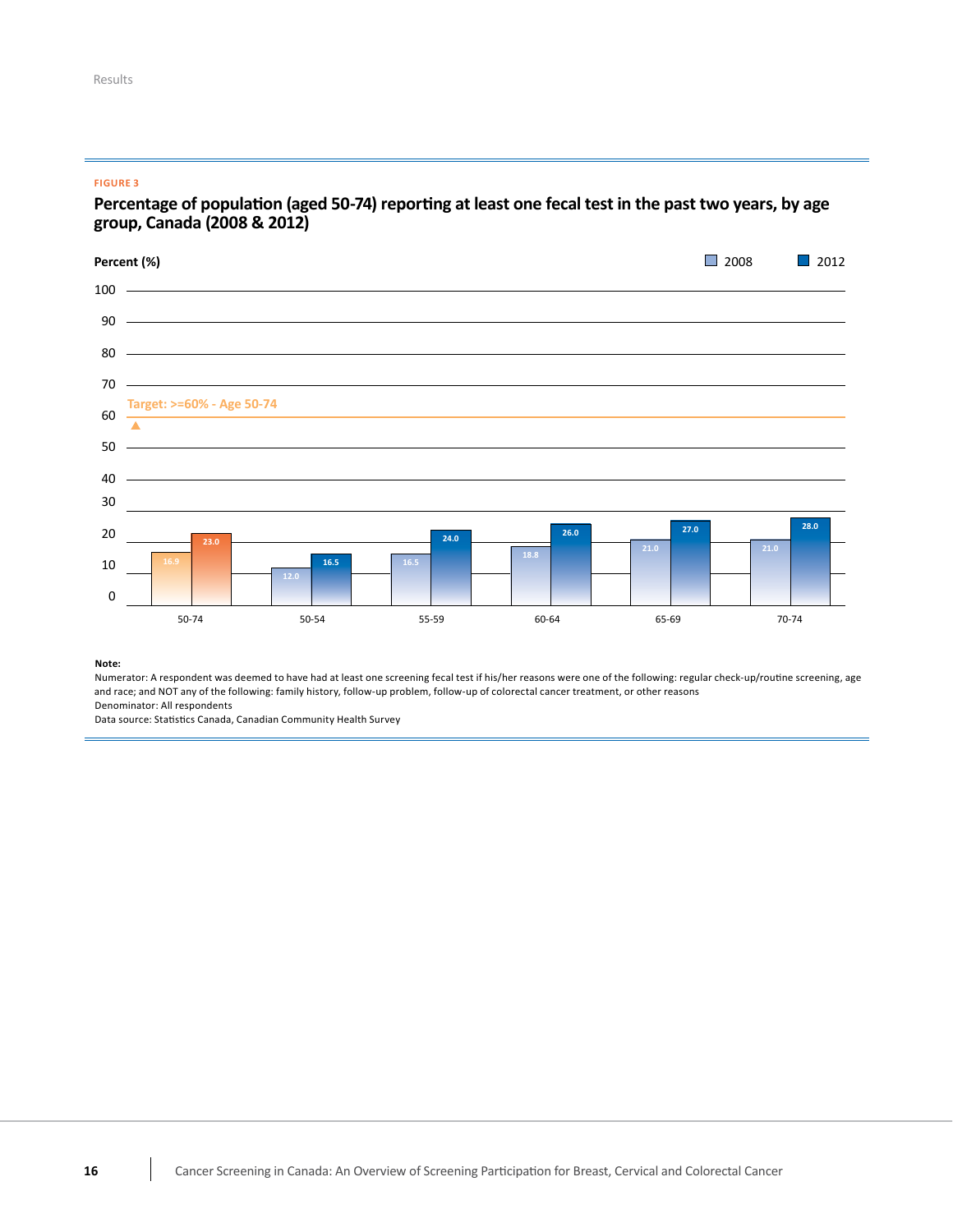FIGURE 3

**Percentage of population (aged 50-74) reporting at least one fecal test in the past two years, by age group, Canada (2008 & 2012)**

Percent (%)

Target: >=60% - Age 50-74

| Age group | 2008 | 2012 |
|---|---|---|
| 50-74 | 16.9 | 23.0 |
| 50-54 | 12.0 | 16.5 |
| 55-59 | 16.5 | 24.0 |
| 60-64 | 18.8 | 26.0 |
| 65-69 | 21.0 | 27.0 |
| 70-74 | 21.0 | 28.0 |

**Note:**
Numerator: A respondent was deemed to have had at least one screening fecal test if his/her reasons were one of the following: regular check-up/routine screening, age and race; and NOT any of the following: family history, follow-up problem, follow-up of colorectal cancer treatment, or other reasons
Denominator: All respondents
Data source: Statistics Canada, Canadian Community Health Survey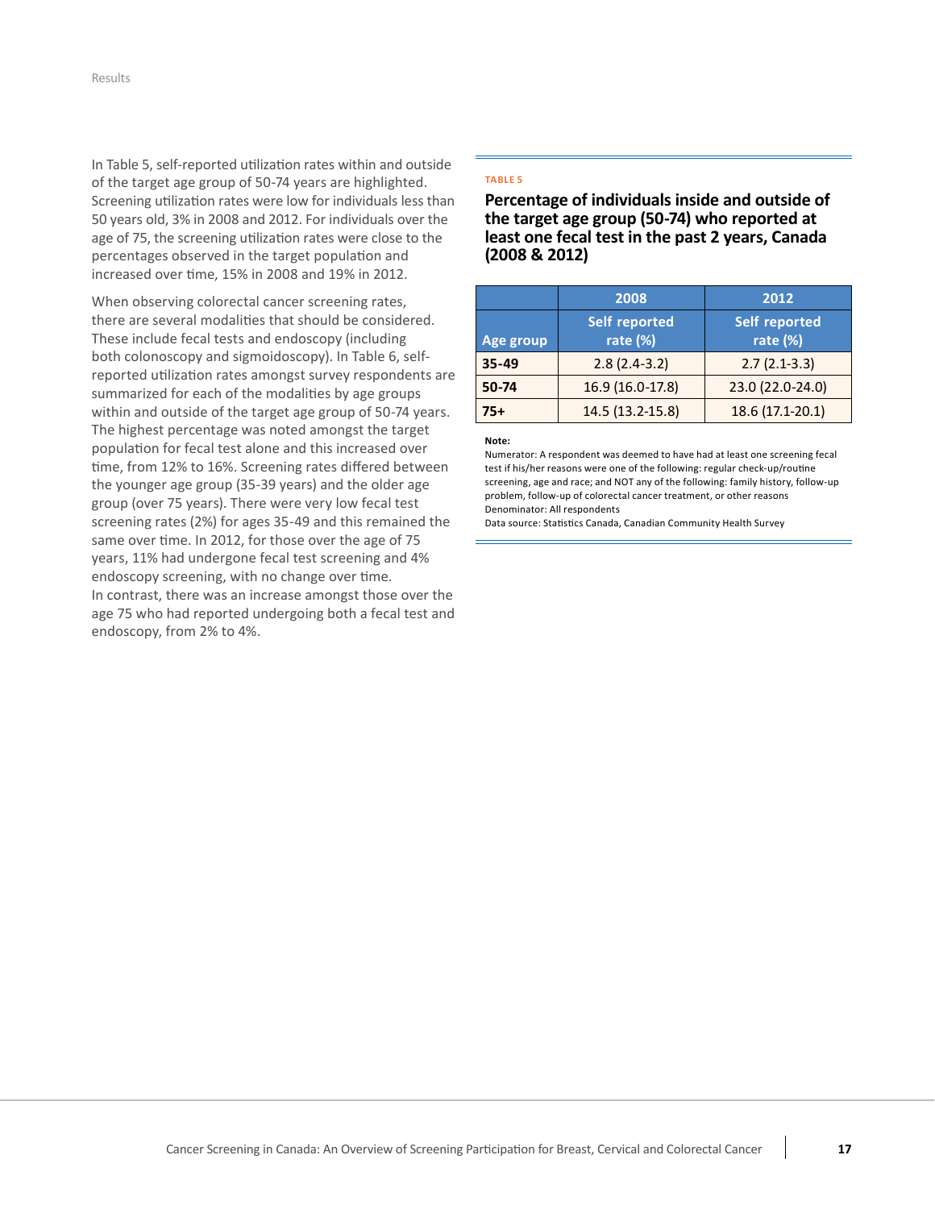In Table 5, self-reported utilization rates within and outside of the target age group of 50-74 years are highlighted. Screening utilization rates were low for individuals less than 50 years old, 3% in 2008 and 2012. For individuals over the age of 75, the screening utilization rates were close to the percentages observed in the target population and increased over time, 15% in 2008 and 19% in 2012.

When observing colorectal cancer screening rates, there are several modalities that should be considered. These include fecal tests and endoscopy (including both colonoscopy and sigmoidoscopy). In Table 6, self-reported utilization rates amongst survey respondents are summarized for each of the modalities by age groups within and outside of the target age group of 50-74 years. The highest percentage was noted amongst the target population for fecal test alone and this increased over time, from 12% to 16%. Screening rates differed between the younger age group (35-39 years) and the older age group (over 75 years). There were very low fecal test screening rates (2%) for ages 35-49 and this remained the same over time. In 2012, for those over the age of 75 years, 11% had undergone fecal test screening and 4% endoscopy screening, with no change over time. In contrast, there was an increase amongst those over the age 75 who had reported undergoing both a fecal test and endoscopy, from 2% to 4%.

TABLE 5

**Percentage of individuals inside and outside of the target age group (50-74) who reported at least one fecal test in the past 2 years, Canada (2008 & 2012)**

| | 2008 | 2012 |
|---|---|---|
| **Age group** | **Self reported rate (%)** | **Self reported rate (%)** |
| **35-49** | 2.8 (2.4-3.2) | 2.7 (2.1-3.3) |
| **50-74** | 16.9 (16.0-17.8) | 23.0 (22.0-24.0) |
| **75+** | 14.5 (13.2-15.8) | 18.6 (17.1-20.1) |

**Note:**
Numerator: A respondent was deemed to have had at least one screening fecal test if his/her reasons were one of the following: regular check-up/routine screening, age and race; and NOT any of the following: family history, follow-up problem, follow-up of colorectal cancer treatment, or other reasons
Denominator: All respondents
Data source: Statistics Canada, Canadian Community Health Survey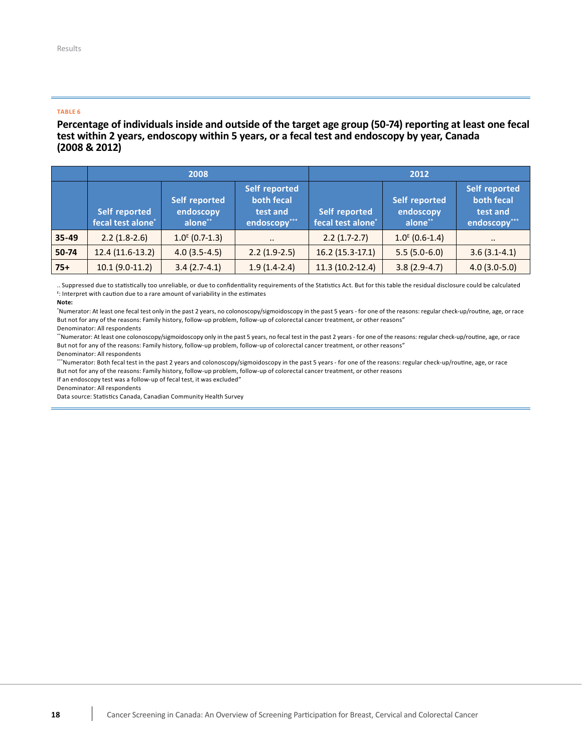TABLE 6

### Percentage of individuals inside and outside of the target age group (50-74) reporting at least one fecal test within 2 years, endoscopy within 5 years, or a fecal test and endoscopy by year, Canada (2008 & 2012)

| | 2008 | | | 2012 | | |
|---|---|---|---|---|---|---|
| | Self reported fecal test alone* | Self reported endoscopy alone** | Self reported both fecal test and endoscopy*** | Self reported fecal test alone* | Self reported endoscopy alone** | Self reported both fecal test and endoscopy*** |
| **35-49** | 2.2 (1.8-2.6) | 1.0[E] (0.7-1.3) | .. | 2.2 (1.7-2.7) | 1.0[E] (0.6-1.4) | .. |
| **50-74** | 12.4 (11.6-13.2) | 4.0 (3.5-4.5) | 2.2 (1.9-2.5) | 16.2 (15.3-17.1) | 5.5 (5.0-6.0) | 3.6 (3.1-4.1) |
| **75+** | 10.1 (9.0-11.2) | 3.4 (2.7-4.1) | 1.9 (1.4-2.4) | 11.3 (10.2-12.4) | 3.8 (2.9-4.7) | 4.0 (3.0-5.0) |

.. Suppressed due to statistically too unreliable, or due to confidentiality requirements of the Statistics Act. But for this table the residual disclosure could be calculated

[E]: Interpret with caution due to a rare amount of variability in the estimates

**Note:**

*Numerator: At least one fecal test only in the past 2 years, no colonoscopy/sigmoidoscopy in the past 5 years - for one of the reasons: regular check-up/routine, age, or race But not for any of the reasons: Family history, follow-up problem, follow-up of colorectal cancer treatment, or other reasons"

Denominator: All respondents

**Numerator: At least one colonoscopy/sigmoidoscopy only in the past 5 years, no fecal test in the past 2 years - for one of the reasons: regular check-up/routine, age, or race But not for any of the reasons: Family history, follow-up problem, follow-up of colorectal cancer treatment, or other reasons"

Denominator: All respondents

***Numerator: Both fecal test in the past 2 years and colonoscopy/sigmoidoscopy in the past 5 years - for one of the reasons: regular check-up/routine, age, or race But not for any of the reasons: Family history, follow-up problem, follow-up of colorectal cancer treatment, or other reasons

If an endoscopy test was a follow-up of fecal test, it was excluded"

Denominator: All respondents

Data source: Statistics Canada, Canadian Community Health Survey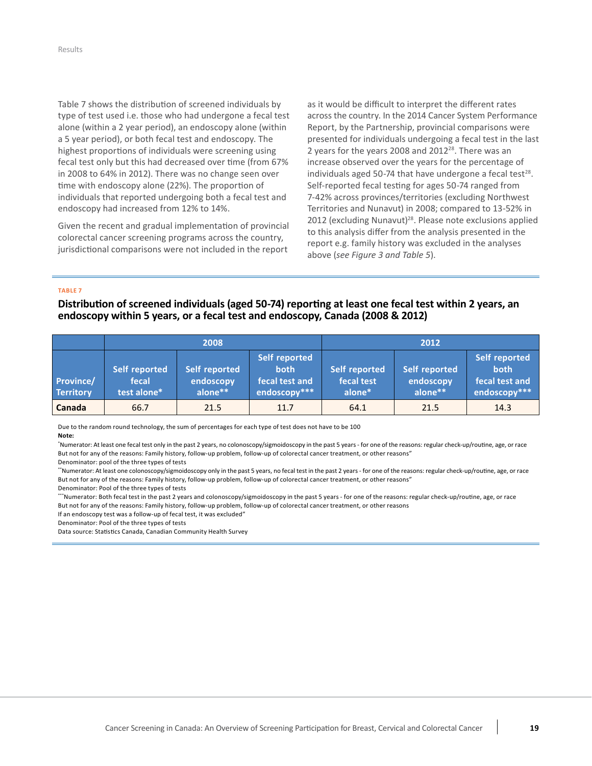Table 7 shows the distribution of screened individuals by type of test used i.e. those who had undergone a fecal test alone (within a 2 year period), an endoscopy alone (within a 5 year period), or both fecal test and endoscopy. The highest proportions of individuals were screening using fecal test only but this had decreased over time (from 67% in 2008 to 64% in 2012). There was no change seen over time with endoscopy alone (22%). The proportion of individuals that reported undergoing both a fecal test and endoscopy had increased from 12% to 14%.

Given the recent and gradual implementation of provincial colorectal cancer screening programs across the country, jurisdictional comparisons were not included in the report as it would be difficult to interpret the different rates across the country. In the 2014 Cancer System Performance Report, by the Partnership, provincial comparisons were presented for individuals undergoing a fecal test in the last 2 years for the years 2008 and 2012[28]. There was an increase observed over the years for the percentage of individuals aged 50-74 that have undergone a fecal test[28]. Self-reported fecal testing for ages 50-74 ranged from 7-42% across provinces/territories (excluding Northwest Territories and Nunavut) in 2008; compared to 13-52% in 2012 (excluding Nunavut)[28]. Please note exclusions applied to this analysis differ from the analysis presented in the report e.g. family history was excluded in the analyses above (*see Figure 3 and Table 5*).

TABLE 7

**Distribution of screened individuals (aged 50-74) reporting at least one fecal test within 2 years, an endoscopy within 5 years, or a fecal test and endoscopy, Canada (2008 & 2012)**

| | 2008 | | | 2012 | | |
|---|---|---|---|---|---|---|
| Province/ Territory | Self reported fecal test alone* | Self reported endoscopy alone** | Self reported both fecal test and endoscopy*** | Self reported fecal test alone* | Self reported endoscopy alone** | Self reported both fecal test and endoscopy*** |
| **Canada** | 66.7 | 21.5 | 11.7 | 64.1 | 21.5 | 14.3 |

Due to the random round technology, the sum of percentages for each type of test does not have to be 100

**Note:**

*Numerator: At least one fecal test only in the past 2 years, no colonoscopy/sigmoidoscopy in the past 5 years - for one of the reasons: regular check-up/routine, age, or race But not for any of the reasons: Family history, follow-up problem, follow-up of colorectal cancer treatment, or other reasons"

Denominator: pool of the three types of tests

**Numerator: At least one colonoscopy/sigmoidoscopy only in the past 5 years, no fecal test in the past 2 years - for one of the reasons: regular check-up/routine, age, or race But not for any of the reasons: Family history, follow-up problem, follow-up of colorectal cancer treatment, or other reasons"

Denominator: Pool of the three types of tests

***Numerator: Both fecal test in the past 2 years and colonoscopy/sigmoidoscopy in the past 5 years - for one of the reasons: regular check-up/routine, age, or race But not for any of the reasons: Family history, follow-up problem, follow-up of colorectal cancer treatment, or other reasons

If an endoscopy test was a follow-up of fecal test, it was excluded"

Denominator: Pool of the three types of tests

Data source: Statistics Canada, Canadian Community Health Survey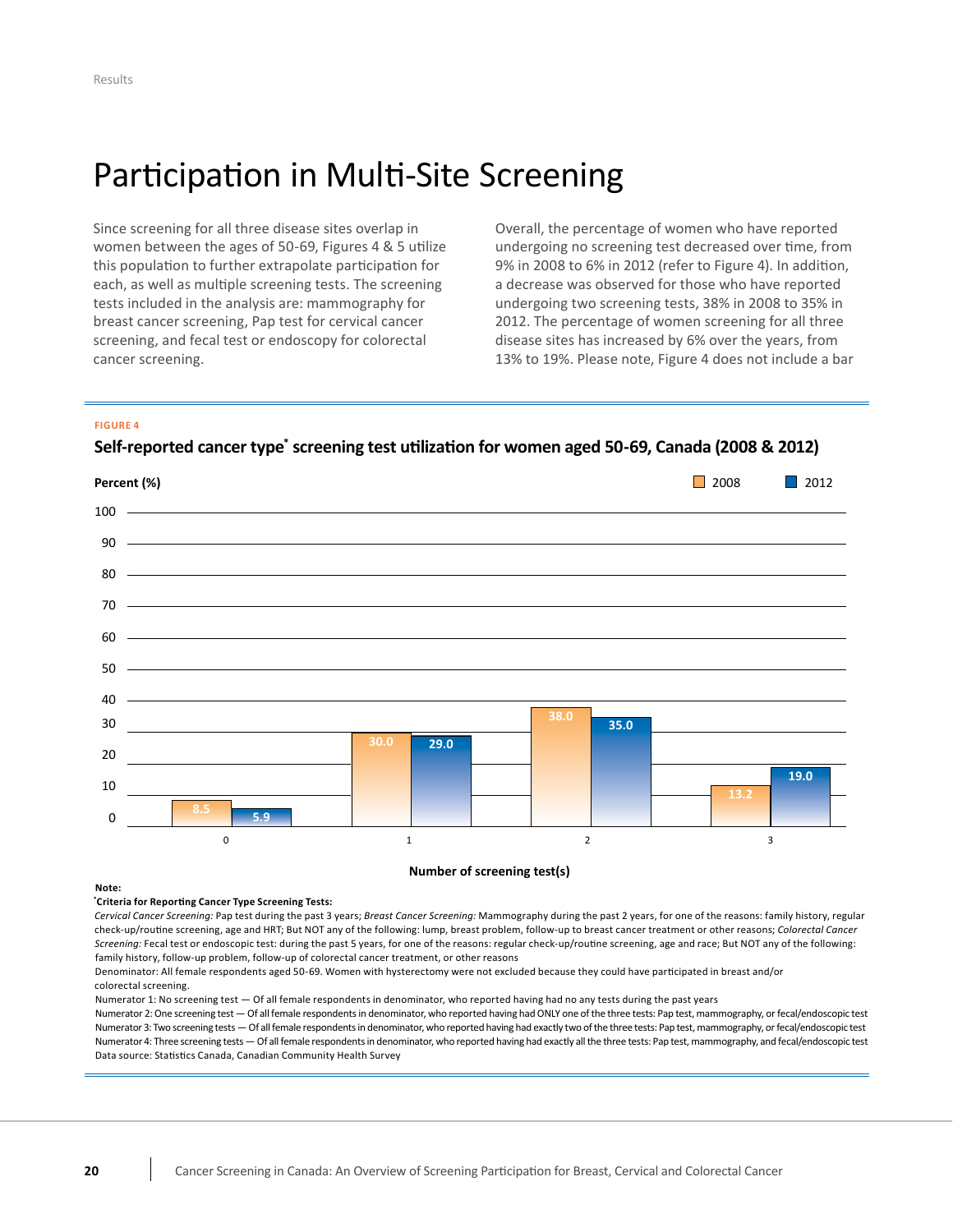# Participation in Multi-Site Screening

Since screening for all three disease sites overlap in women between the ages of 50-69, Figures 4 & 5 utilize this population to further extrapolate participation for each, as well as multiple screening tests. The screening tests included in the analysis are: mammography for breast cancer screening, Pap test for cervical cancer screening, and fecal test or endoscopy for colorectal cancer screening.

Overall, the percentage of women who have reported undergoing no screening test decreased over time, from 9% in 2008 to 6% in 2012 (refer to Figure 4). In addition, a decrease was observed for those who have reported undergoing two screening tests, 38% in 2008 to 35% in 2012. The percentage of women screening for all three disease sites has increased by 6% over the years, from 13% to 19%. Please note, Figure 4 does not include a bar

**FIGURE 4**

**Self-reported cancer type* screening test utilization for women aged 50-69, Canada (2008 & 2012)**

| Number of screening test(s) | 2008 Percent (%) | 2012 Percent (%) |
|---|---|---|
| 0 | 8.5 | 5.9 |
| 1 | 30.0 | 29.0 |
| 2 | 38.0 | 35.0 |
| 3 | 13.2 | 19.0 |

**Note:**

***Criteria for Reporting Cancer Type Screening Tests:**

*Cervical Cancer Screening:* Pap test during the past 3 years; *Breast Cancer Screening:* Mammography during the past 2 years, for one of the reasons: family history, regular check-up/routine screening, age and HRT; But NOT any of the following: lump, breast problem, follow-up to breast cancer treatment or other reasons; *Colorectal Cancer Screening:* Fecal test or endoscopic test: during the past 5 years, for one of the reasons: regular check-up/routine screening, age and race; But NOT any of the following: family history, follow-up problem, follow-up of colorectal cancer treatment, or other reasons

Denominator: All female respondents aged 50-69. Women with hysterectomy were not excluded because they could have participated in breast and/or colorectal screening.

Numerator 1: No screening test — Of all female respondents in denominator, who reported having had no any tests during the past years

Numerator 2: One screening test — Of all female respondents in denominator, who reported having had ONLY one of the three tests: Pap test, mammography, or fecal/endoscopic test

Numerator 3: Two screening tests — Of all female respondents in denominator, who reported having had exactly two of the three tests: Pap test, mammography, or fecal/endoscopic test

Numerator 4: Three screening tests — Of all female respondents in denominator, who reported having had exactly all the three tests: Pap test, mammography, and fecal/endoscopic test

Data source: Statistics Canada, Canadian Community Health Survey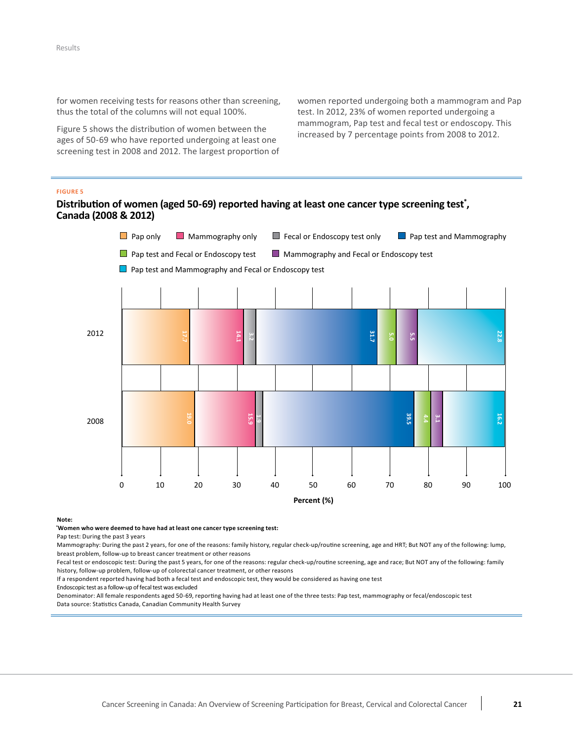for women receiving tests for reasons other than screening, thus the total of the columns will not equal 100%.

Figure 5 shows the distribution of women between the ages of 50-69 who have reported undergoing at least one screening test in 2008 and 2012. The largest proportion of women reported undergoing both a mammogram and Pap test. In 2012, 23% of women reported undergoing a mammogram, Pap test and fecal test or endoscopy. This increased by 7 percentage points from 2008 to 2012.

**FIGURE 5**

**Distribution of women (aged 50-69) reported having at least one cancer type screening test*, Canada (2008 & 2012)**

| Year | Pap only | Mammography only | Fecal or Endoscopy test only | Pap test and Mammography | Pap test and Fecal or Endoscopy test | Mammography and Fecal or Endoscopy test | Pap test and Mammography and Fecal or Endoscopy test |
|---|---|---|---|---|---|---|---|
| 2012 | 17.7 | 14.1 | 3.2 | 31.7 | 5.0 | 5.5 | 22.8 |
| 2008 | 19.0 | 15.9 | 1.9 | 39.5 | 4.4 | 3.1 | 16.2 |

Percent (%)

**Note:**

***Women who were deemed to have had at least one cancer type screening test:**

Pap test: During the past 3 years

Mammography: During the past 2 years, for one of the reasons: family history, regular check-up/routine screening, age and HRT; But NOT any of the following: lump, breast problem, follow-up to breast cancer treatment or other reasons

Fecal test or endoscopic test: During the past 5 years, for one of the reasons: regular check-up/routine screening, age and race; But NOT any of the following: family history, follow-up problem, follow-up of colorectal cancer treatment, or other reasons

If a respondent reported having had both a fecal test and endoscopic test, they would be considered as having one test

Endoscopic test as a follow-up of fecal test was excluded

Denominator: All female respondents aged 50-69, reporting having had at least one of the three tests: Pap test, mammography or fecal/endoscopic test

Data source: Statistics Canada, Canadian Community Health Survey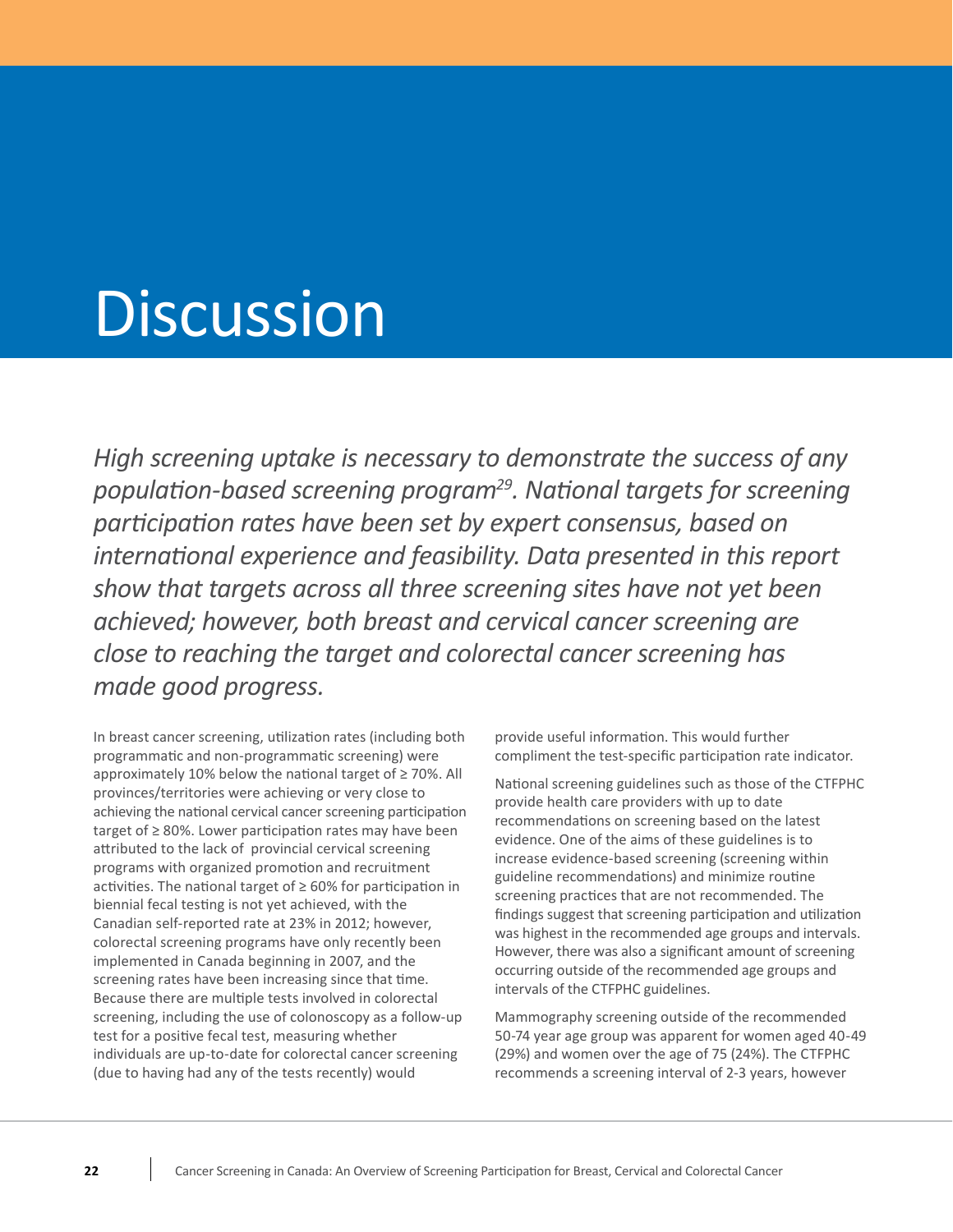# Discussion

*High screening uptake is necessary to demonstrate the success of any population-based screening program[29]. National targets for screening participation rates have been set by expert consensus, based on international experience and feasibility. Data presented in this report show that targets across all three screening sites have not yet been achieved; however, both breast and cervical cancer screening are close to reaching the target and colorectal cancer screening has made good progress.*

In breast cancer screening, utilization rates (including both programmatic and non-programmatic screening) were approximately 10% below the national target of ≥ 70%. All provinces/territories were achieving or very close to achieving the national cervical cancer screening participation target of ≥ 80%. Lower participation rates may have been attributed to the lack of provincial cervical screening programs with organized promotion and recruitment activities. The national target of ≥ 60% for participation in biennial fecal testing is not yet achieved, with the Canadian self-reported rate at 23% in 2012; however, colorectal screening programs have only recently been implemented in Canada beginning in 2007, and the screening rates have been increasing since that time. Because there are multiple tests involved in colorectal screening, including the use of colonoscopy as a follow-up test for a positive fecal test, measuring whether individuals are up-to-date for colorectal cancer screening (due to having had any of the tests recently) would provide useful information. This would further compliment the test-specific participation rate indicator.

National screening guidelines such as those of the CTFPHC provide health care providers with up to date recommendations on screening based on the latest evidence. One of the aims of these guidelines is to increase evidence-based screening (screening within guideline recommendations) and minimize routine screening practices that are not recommended. The findings suggest that screening participation and utilization was highest in the recommended age groups and intervals. However, there was also a significant amount of screening occurring outside of the recommended age groups and intervals of the CTFPHC guidelines.

Mammography screening outside of the recommended 50-74 year age group was apparent for women aged 40-49 (29%) and women over the age of 75 (24%). The CTFPHC recommends a screening interval of 2-3 years, however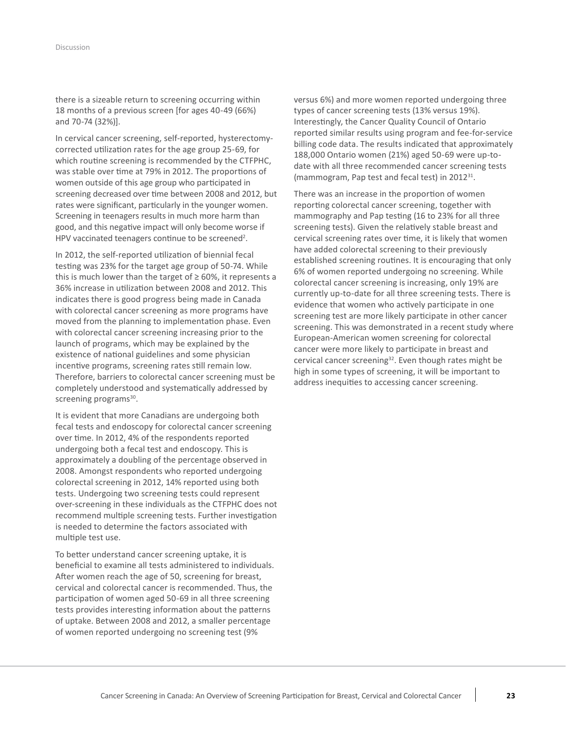there is a sizeable return to screening occurring within 18 months of a previous screen [for ages 40-49 (66%) and 70-74 (32%)].

In cervical cancer screening, self-reported, hysterectomy-corrected utilization rates for the age group 25-69, for which routine screening is recommended by the CTFPHC, was stable over time at 79% in 2012. The proportions of women outside of this age group who participated in screening decreased over time between 2008 and 2012, but rates were significant, particularly in the younger women. Screening in teenagers results in much more harm than good, and this negative impact will only become worse if HPV vaccinated teenagers continue to be screened[2].

In 2012, the self-reported utilization of biennial fecal testing was 23% for the target age group of 50-74. While this is much lower than the target of ≥ 60%, it represents a 36% increase in utilization between 2008 and 2012. This indicates there is good progress being made in Canada with colorectal cancer screening as more programs have moved from the planning to implementation phase. Even with colorectal cancer screening increasing prior to the launch of programs, which may be explained by the existence of national guidelines and some physician incentive programs, screening rates still remain low. Therefore, barriers to colorectal cancer screening must be completely understood and systematically addressed by screening programs[30].

It is evident that more Canadians are undergoing both fecal tests and endoscopy for colorectal cancer screening over time. In 2012, 4% of the respondents reported undergoing both a fecal test and endoscopy. This is approximately a doubling of the percentage observed in 2008. Amongst respondents who reported undergoing colorectal screening in 2012, 14% reported using both tests. Undergoing two screening tests could represent over-screening in these individuals as the CTFPHC does not recommend multiple screening tests. Further investigation is needed to determine the factors associated with multiple test use.

To better understand cancer screening uptake, it is beneficial to examine all tests administered to individuals. After women reach the age of 50, screening for breast, cervical and colorectal cancer is recommended. Thus, the participation of women aged 50-69 in all three screening tests provides interesting information about the patterns of uptake. Between 2008 and 2012, a smaller percentage of women reported undergoing no screening test (9% versus 6%) and more women reported undergoing three types of cancer screening tests (13% versus 19%). Interestingly, the Cancer Quality Council of Ontario reported similar results using program and fee-for-service billing code data. The results indicated that approximately 188,000 Ontario women (21%) aged 50-69 were up-to-date with all three recommended cancer screening tests (mammogram, Pap test and fecal test) in 2012[31].

There was an increase in the proportion of women reporting colorectal cancer screening, together with mammography and Pap testing (16 to 23% for all three screening tests). Given the relatively stable breast and cervical screening rates over time, it is likely that women have added colorectal screening to their previously established screening routines. It is encouraging that only 6% of women reported undergoing no screening. While colorectal cancer screening is increasing, only 19% are currently up-to-date for all three screening tests. There is evidence that women who actively participate in one screening test are more likely participate in other cancer screening. This was demonstrated in a recent study where European-American women screening for colorectal cancer were more likely to participate in breast and cervical cancer screening[32]. Even though rates might be high in some types of screening, it will be important to address inequities to accessing cancer screening.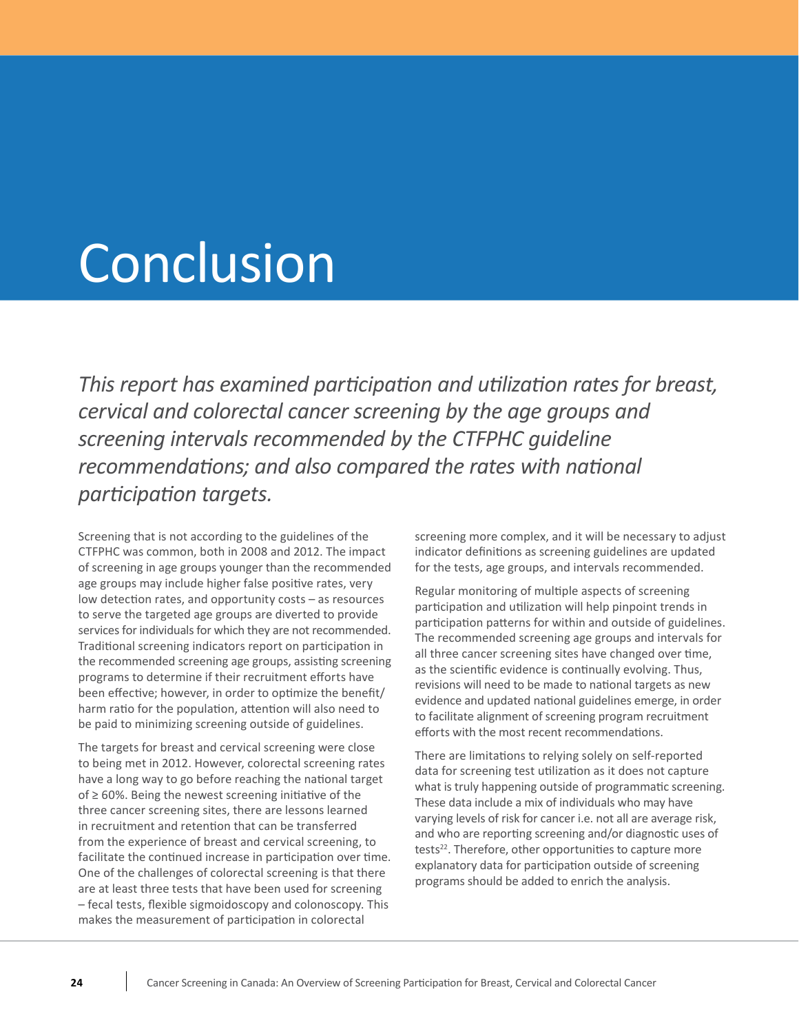# Conclusion

*This report has examined participation and utilization rates for breast, cervical and colorectal cancer screening by the age groups and screening intervals recommended by the CTFPHC guideline recommendations; and also compared the rates with national participation targets.*

Screening that is not according to the guidelines of the CTFPHC was common, both in 2008 and 2012. The impact of screening in age groups younger than the recommended age groups may include higher false positive rates, very low detection rates, and opportunity costs – as resources to serve the targeted age groups are diverted to provide services for individuals for which they are not recommended. Traditional screening indicators report on participation in the recommended screening age groups, assisting screening programs to determine if their recruitment efforts have been effective; however, in order to optimize the benefit/harm ratio for the population, attention will also need to be paid to minimizing screening outside of guidelines.

The targets for breast and cervical screening were close to being met in 2012. However, colorectal screening rates have a long way to go before reaching the national target of ≥ 60%. Being the newest screening initiative of the three cancer screening sites, there are lessons learned in recruitment and retention that can be transferred from the experience of breast and cervical screening, to facilitate the continued increase in participation over time. One of the challenges of colorectal screening is that there are at least three tests that have been used for screening – fecal tests, flexible sigmoidoscopy and colonoscopy. This makes the measurement of participation in colorectal screening more complex, and it will be necessary to adjust indicator definitions as screening guidelines are updated for the tests, age groups, and intervals recommended.

Regular monitoring of multiple aspects of screening participation and utilization will help pinpoint trends in participation patterns for within and outside of guidelines. The recommended screening age groups and intervals for all three cancer screening sites have changed over time, as the scientific evidence is continually evolving. Thus, revisions will need to be made to national targets as new evidence and updated national guidelines emerge, in order to facilitate alignment of screening program recruitment efforts with the most recent recommendations.

There are limitations to relying solely on self-reported data for screening test utilization as it does not capture what is truly happening outside of programmatic screening. These data include a mix of individuals who may have varying levels of risk for cancer i.e. not all are average risk, and who are reporting screening and/or diagnostic uses of tests[22]. Therefore, other opportunities to capture more explanatory data for participation outside of screening programs should be added to enrich the analysis.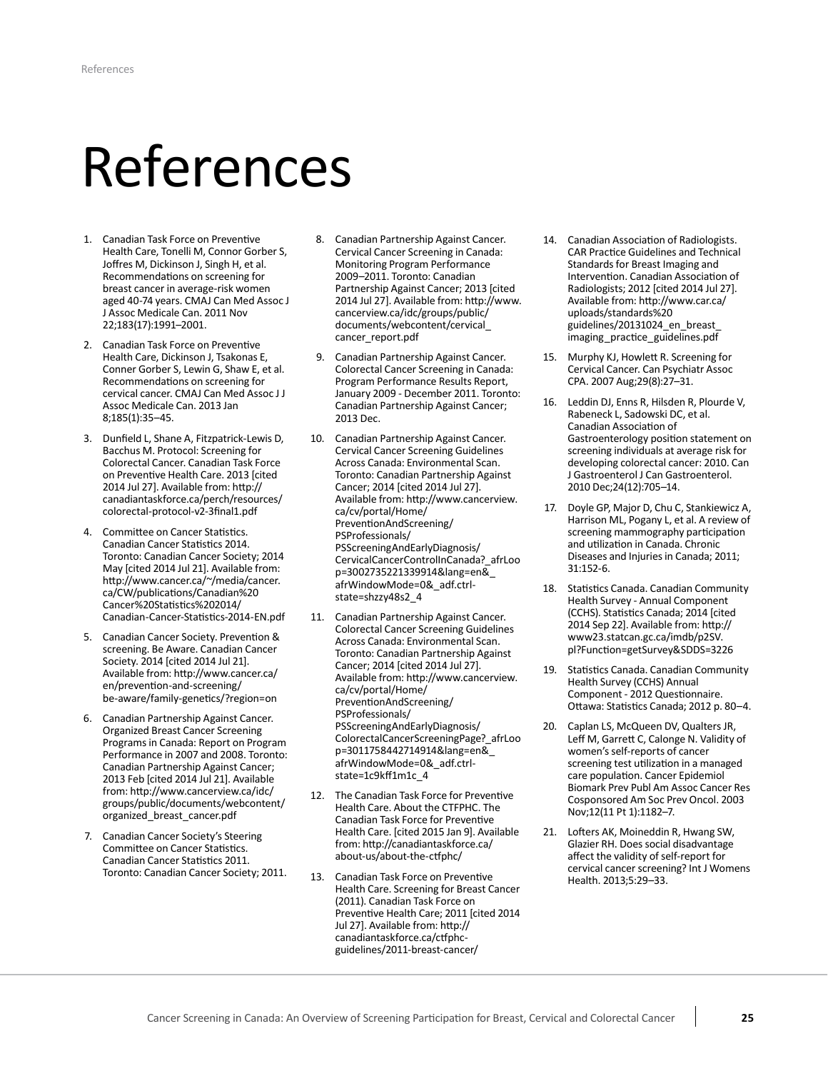# References

1. Canadian Task Force on Preventive Health Care, Tonelli M, Connor Gorber S, Joffres M, Dickinson J, Singh H, et al. Recommendations on screening for breast cancer in average-risk women aged 40-74 years. CMAJ Can Med Assoc J J Assoc Medicale Can. 2011 Nov 22;183(17):1991–2001.
2. Canadian Task Force on Preventive Health Care, Dickinson J, Tsakonas E, Conner Gorber S, Lewin G, Shaw E, et al. Recommendations on screening for cervical cancer. CMAJ Can Med Assoc J J Assoc Medicale Can. 2013 Jan 8;185(1):35–45.
3. Dunfield L, Shane A, Fitzpatrick-Lewis D, Bacchus M. Protocol: Screening for Colorectal Cancer. Canadian Task Force on Preventive Health Care. 2013 [cited 2014 Jul 27]. Available from: http://canadiantaskforce.ca/perch/resources/colorectal-protocol-v2-3final1.pdf
4. Committee on Cancer Statistics. Canadian Cancer Statistics 2014. Toronto: Canadian Cancer Society; 2014 May [cited 2014 Jul 21]. Available from: http://www.cancer.ca/~/media/cancer.ca/CW/publications/Canadian%20Cancer%20Statistics%202014/Canadian-Cancer-Statistics-2014-EN.pdf
5. Canadian Cancer Society. Prevention & screening. Be Aware. Canadian Cancer Society. 2014 [cited 2014 Jul 21]. Available from: http://www.cancer.ca/en/prevention-and-screening/be-aware/family-genetics/?region=on
6. Canadian Partnership Against Cancer. Organized Breast Cancer Screening Programs in Canada: Report on Program Performance in 2007 and 2008. Toronto: Canadian Partnership Against Cancer; 2013 Feb [cited 2014 Jul 21]. Available from: http://www.cancerview.ca/idc/groups/public/documents/webcontent/organized_breast_cancer.pdf
7. Canadian Cancer Society's Steering Committee on Cancer Statistics. Canadian Cancer Statistics 2011. Toronto: Canadian Cancer Society; 2011.
8. Canadian Partnership Against Cancer. Cervical Cancer Screening in Canada: Monitoring Program Performance 2009–2011. Toronto: Canadian Partnership Against Cancer; 2013 [cited 2014 Jul 27]. Available from: http://www.cancerview.ca/idc/groups/public/documents/webcontent/cervical_cancer_report.pdf
9. Canadian Partnership Against Cancer. Colorectal Cancer Screening in Canada: Program Performance Results Report, January 2009 - December 2011. Toronto: Canadian Partnership Against Cancer; 2013 Dec.
10. Canadian Partnership Against Cancer. Cervical Cancer Screening Guidelines Across Canada: Environmental Scan. Toronto: Canadian Partnership Against Cancer; 2014 [cited 2014 Jul 27]. Available from: http://www.cancerview.ca/cv/portal/Home/PreventionAndScreening/PSProfessionals/PSScreeningAndEarlyDiagnosis/CervicalCancerControlInCanada?_afrLoop=3002735221339914&lang=en&_afrWindowMode=0&_adf.ctrl-state=shzzy48s2_4
11. Canadian Partnership Against Cancer. Colorectal Cancer Screening Guidelines Across Canada: Environmental Scan. Toronto: Canadian Partnership Against Cancer; 2014 [cited 2014 Jul 27]. Available from: http://www.cancerview.ca/cv/portal/Home/PreventionAndScreening/PSProfessionals/PSScreeningAndEarlyDiagnosis/ColorectalCancerScreeningPage?_afrLoop=3011758442714914&lang=en&_afrWindowMode=0&_adf.ctrl-state=1c9kff1m1c_4
12. The Canadian Task Force for Preventive Health Care. About the CTFPHC. The Canadian Task Force for Preventive Health Care. [cited 2015 Jan 9]. Available from: http://canadiantaskforce.ca/about-us/about-the-ctfphc/
13. Canadian Task Force on Preventive Health Care. Screening for Breast Cancer (2011). Canadian Task Force on Preventive Health Care; 2011 [cited 2014 Jul 27]. Available from: http://canadiantaskforce.ca/ctfphc-guidelines/2011-breast-cancer/
14. Canadian Association of Radiologists. CAR Practice Guidelines and Technical Standards for Breast Imaging and Intervention. Canadian Association of Radiologists; 2012 [cited 2014 Jul 27]. Available from: http://www.car.ca/uploads/standards%20guidelines/20131024_en_breast_imaging_practice_guidelines.pdf
15. Murphy KJ, Howlett R. Screening for Cervical Cancer. Can Psychiatr Assoc CPA. 2007 Aug;29(8):27–31.
16. Leddin DJ, Enns R, Hilsden R, Plourde V, Rabeneck L, Sadowski DC, et al. Canadian Association of Gastroenterology position statement on screening individuals at average risk for developing colorectal cancer: 2010. Can J Gastroenterol J Can Gastroenterol. 2010 Dec;24(12):705–14.
17. Doyle GP, Major D, Chu C, Stankiewicz A, Harrison ML, Pogany L, et al. A review of screening mammography participation and utilization in Canada. Chronic Diseases and Injuries in Canada; 2011; 31:152-6.
18. Statistics Canada. Canadian Community Health Survey - Annual Component (CCHS). Statistics Canada; 2014 [cited 2014 Sep 22]. Available from: http://www23.statcan.gc.ca/imdb/p2SV.pl?Function=getSurvey&SDDS=3226
19. Statistics Canada. Canadian Community Health Survey (CCHS) Annual Component - 2012 Questionnaire. Ottawa: Statistics Canada; 2012 p. 80–4.
20. Caplan LS, McQueen DV, Qualters JR, Leff M, Garrett C, Calonge N. Validity of women's self-reports of cancer screening test utilization in a managed care population. Cancer Epidemiol Biomark Prev Publ Am Assoc Cancer Res Cosponsored Am Soc Prev Oncol. 2003 Nov;12(11 Pt 1):1182–7.
21. Lofters AK, Moineddin R, Hwang SW, Glazier RH. Does social disadvantage affect the validity of self-report for cervical cancer screening? Int J Womens Health. 2013;5:29–33.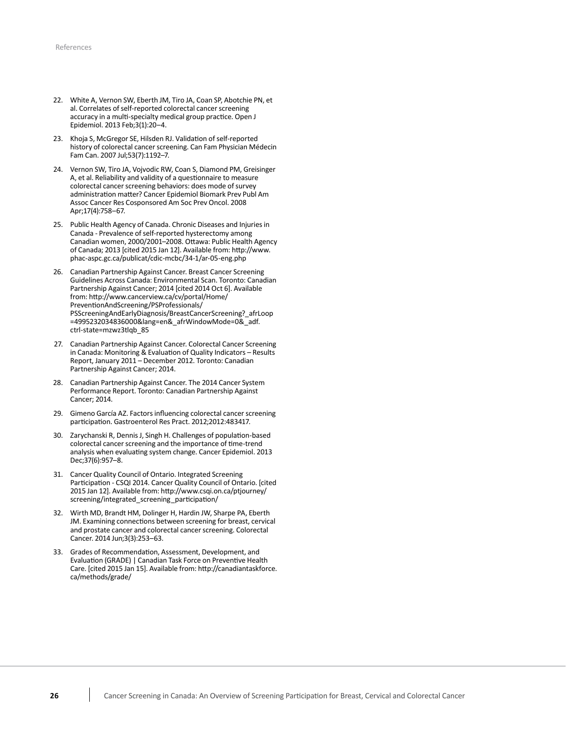22. White A, Vernon SW, Eberth JM, Tiro JA, Coan SP, Abotchie PN, et al. Correlates of self-reported colorectal cancer screening accuracy in a multi-specialty medical group practice. Open J Epidemiol. 2013 Feb;3(1):20–4.

23. Khoja S, McGregor SE, Hilsden RJ. Validation of self-reported history of colorectal cancer screening. Can Fam Physician Médecin Fam Can. 2007 Jul;53(7):1192–7.

24. Vernon SW, Tiro JA, Vojvodic RW, Coan S, Diamond PM, Greisinger A, et al. Reliability and validity of a questionnaire to measure colorectal cancer screening behaviors: does mode of survey administration matter? Cancer Epidemiol Biomark Prev Publ Am Assoc Cancer Res Cosponsored Am Soc Prev Oncol. 2008 Apr;17(4):758–67.

25. Public Health Agency of Canada. Chronic Diseases and Injuries in Canada - Prevalence of self-reported hysterectomy among Canadian women, 2000/2001–2008. Ottawa: Public Health Agency of Canada; 2013 [cited 2015 Jan 12]. Available from: http://www.phac-aspc.gc.ca/publicat/cdic-mcbc/34-1/ar-05-eng.php

26. Canadian Partnership Against Cancer. Breast Cancer Screening Guidelines Across Canada: Environmental Scan. Toronto: Canadian Partnership Against Cancer; 2014 [cited 2014 Oct 6]. Available from: http://www.cancerview.ca/cv/portal/Home/PreventionAndScreening/PSProfessionals/PSScreeningAndEarlyDiagnosis/BreastCancerScreening?_afrLoop=4995232034836000&lang=en&_afrWindowMode=0&_adf.ctrl-state=mzwz3tlqb_85

27. Canadian Partnership Against Cancer. Colorectal Cancer Screening in Canada: Monitoring & Evaluation of Quality Indicators – Results Report, January 2011 – December 2012. Toronto: Canadian Partnership Against Cancer; 2014.

28. Canadian Partnership Against Cancer. The 2014 Cancer System Performance Report. Toronto: Canadian Partnership Against Cancer; 2014.

29. Gimeno García AZ. Factors influencing colorectal cancer screening participation. Gastroenterol Res Pract. 2012;2012:483417.

30. Zarychanski R, Dennis J, Singh H. Challenges of population-based colorectal cancer screening and the importance of time-trend analysis when evaluating system change. Cancer Epidemiol. 2013 Dec;37(6):957–8.

31. Cancer Quality Council of Ontario. Integrated Screening Participation - CSQI 2014. Cancer Quality Council of Ontario. [cited 2015 Jan 12]. Available from: http://www.csqi.on.ca/ptjourney/screening/integrated_screening_participation/

32. Wirth MD, Brandt HM, Dolinger H, Hardin JW, Sharpe PA, Eberth JM. Examining connections between screening for breast, cervical and prostate cancer and colorectal cancer screening. Colorectal Cancer. 2014 Jun;3(3):253–63.

33. Grades of Recommendation, Assessment, Development, and Evaluation (GRADE) | Canadian Task Force on Preventive Health Care. [cited 2015 Jan 15]. Available from: http://canadiantaskforce.ca/methods/grade/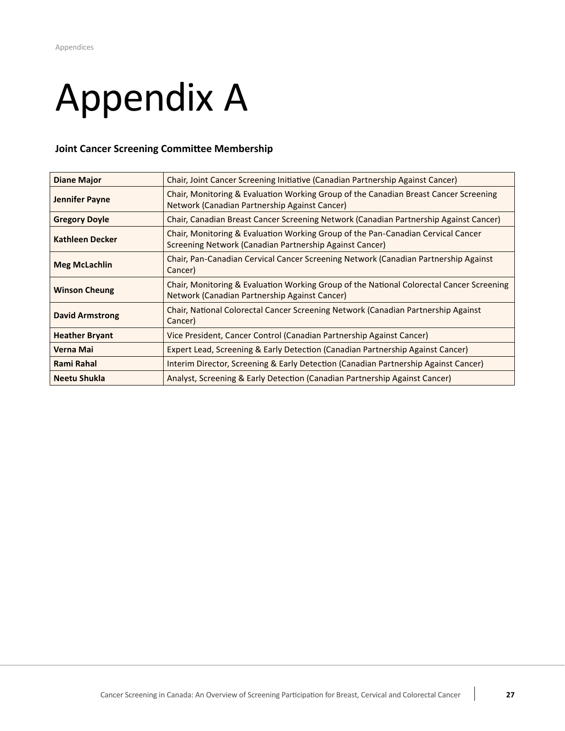# Appendix A

**Joint Cancer Screening Committee Membership**

| | |
|---|---|
| **Diane Major** | Chair, Joint Cancer Screening Initiative (Canadian Partnership Against Cancer) |
| **Jennifer Payne** | Chair, Monitoring & Evaluation Working Group of the Canadian Breast Cancer Screening Network (Canadian Partnership Against Cancer) |
| **Gregory Doyle** | Chair, Canadian Breast Cancer Screening Network (Canadian Partnership Against Cancer) |
| **Kathleen Decker** | Chair, Monitoring & Evaluation Working Group of the Pan-Canadian Cervical Cancer Screening Network (Canadian Partnership Against Cancer) |
| **Meg McLachlin** | Chair, Pan-Canadian Cervical Cancer Screening Network (Canadian Partnership Against Cancer) |
| **Winson Cheung** | Chair, Monitoring & Evaluation Working Group of the National Colorectal Cancer Screening Network (Canadian Partnership Against Cancer) |
| **David Armstrong** | Chair, National Colorectal Cancer Screening Network (Canadian Partnership Against Cancer) |
| **Heather Bryant** | Vice President, Cancer Control (Canadian Partnership Against Cancer) |
| **Verna Mai** | Expert Lead, Screening & Early Detection (Canadian Partnership Against Cancer) |
| **Rami Rahal** | Interim Director, Screening & Early Detection (Canadian Partnership Against Cancer) |
| **Neetu Shukla** | Analyst, Screening & Early Detection (Canadian Partnership Against Cancer) |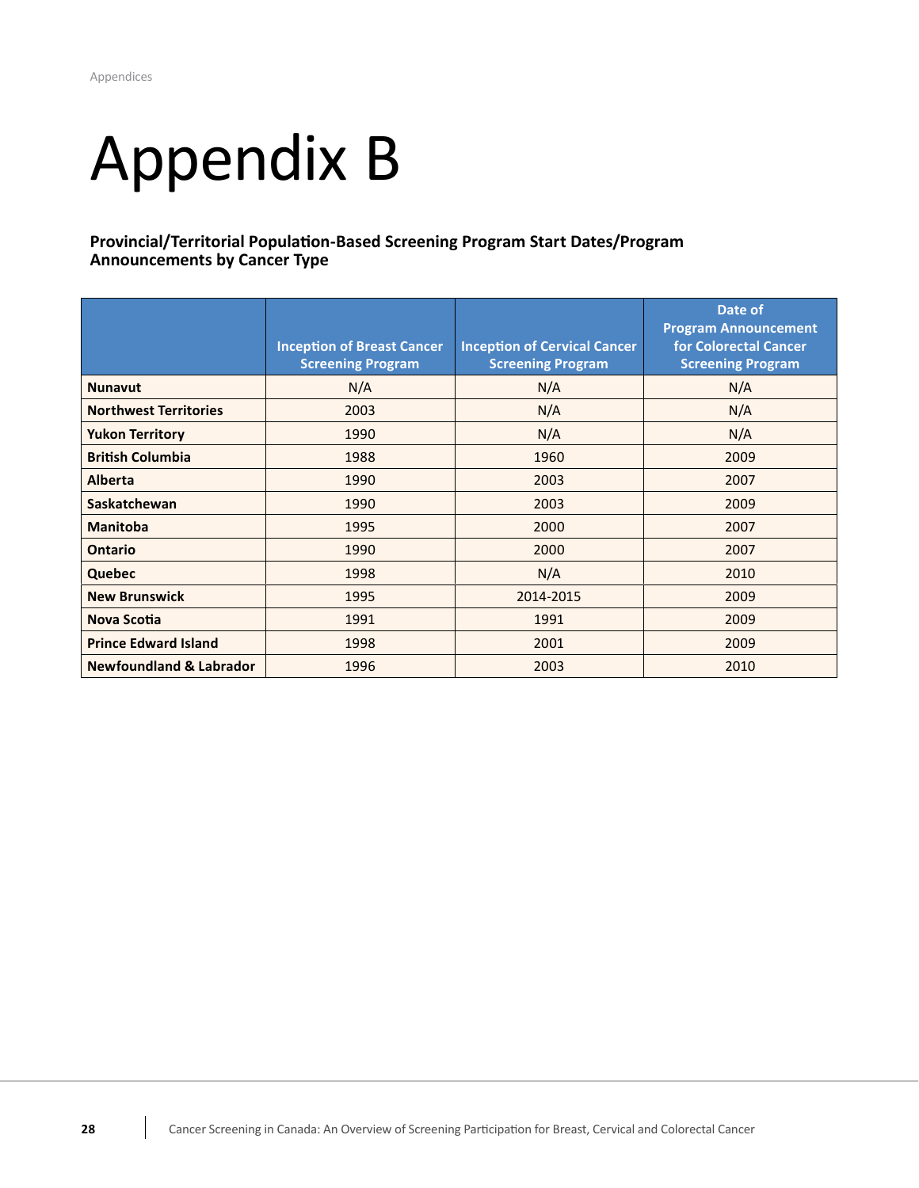# Appendix B

**Provincial/Territorial Population-Based Screening Program Start Dates/Program Announcements by Cancer Type**

| | Inception of Breast Cancer Screening Program | Inception of Cervical Cancer Screening Program | Date of Program Announcement for Colorectal Cancer Screening Program |
|---|---|---|---|
| **Nunavut** | N/A | N/A | N/A |
| **Northwest Territories** | 2003 | N/A | N/A |
| **Yukon Territory** | 1990 | N/A | N/A |
| **British Columbia** | 1988 | 1960 | 2009 |
| **Alberta** | 1990 | 2003 | 2007 |
| **Saskatchewan** | 1990 | 2003 | 2009 |
| **Manitoba** | 1995 | 2000 | 2007 |
| **Ontario** | 1990 | 2000 | 2007 |
| **Quebec** | 1998 | N/A | 2010 |
| **New Brunswick** | 1995 | 2014-2015 | 2009 |
| **Nova Scotia** | 1991 | 1991 | 2009 |
| **Prince Edward Island** | 1998 | 2001 | 2009 |
| **Newfoundland & Labrador** | 1996 | 2003 | 2010 |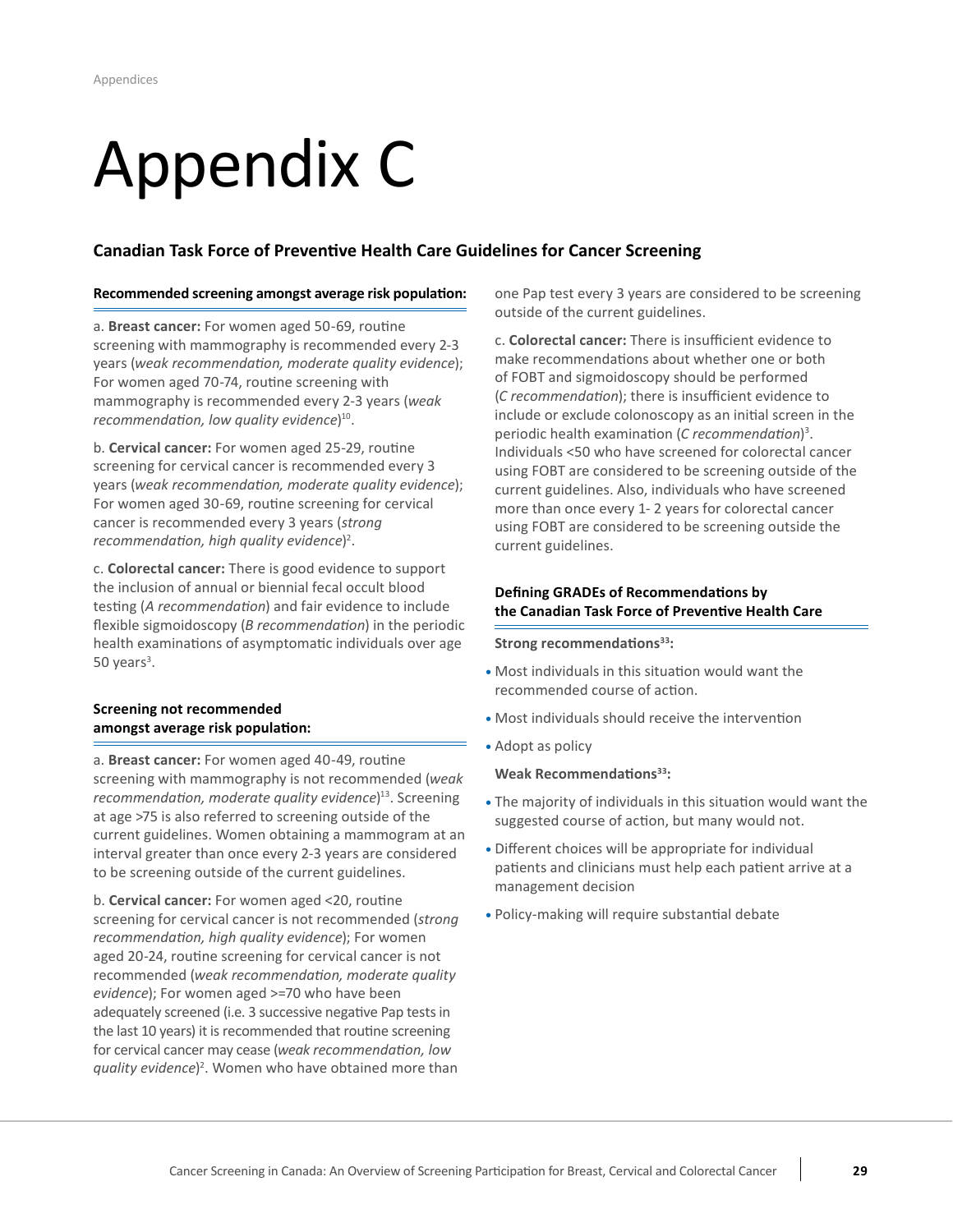# Appendix C

## Canadian Task Force of Preventive Health Care Guidelines for Cancer Screening

**Recommended screening amongst average risk population:**

a. **Breast cancer:** For women aged 50-69, routine screening with mammography is recommended every 2-3 years (*weak recommendation, moderate quality evidence*); For women aged 70-74, routine screening with mammography is recommended every 2-3 years (*weak recommendation, low quality evidence*)[10].

b. **Cervical cancer:** For women aged 25-29, routine screening for cervical cancer is recommended every 3 years (*weak recommendation, moderate quality evidence*); For women aged 30-69, routine screening for cervical cancer is recommended every 3 years (*strong recommendation, high quality evidence*)[2].

c. **Colorectal cancer:** There is good evidence to support the inclusion of annual or biennial fecal occult blood testing (*A recommendation*) and fair evidence to include flexible sigmoidoscopy (*B recommendation*) in the periodic health examinations of asymptomatic individuals over age 50 years[3].

**Screening not recommended amongst average risk population:**

a. **Breast cancer:** For women aged 40-49, routine screening with mammography is not recommended (*weak recommendation, moderate quality evidence*)[13]. Screening at age >75 is also referred to screening outside of the current guidelines. Women obtaining a mammogram at an interval greater than once every 2-3 years are considered to be screening outside of the current guidelines.

b. **Cervical cancer:** For women aged <20, routine screening for cervical cancer is not recommended (*strong recommendation, high quality evidence*); For women aged 20-24, routine screening for cervical cancer is not recommended (*weak recommendation, moderate quality evidence*); For women aged >=70 who have been adequately screened (i.e. 3 successive negative Pap tests in the last 10 years) it is recommended that routine screening for cervical cancer may cease (*weak recommendation, low quality evidence*)[2]. Women who have obtained more than one Pap test every 3 years are considered to be screening outside of the current guidelines.

c. **Colorectal cancer:** There is insufficient evidence to make recommendations about whether one or both of FOBT and sigmoidoscopy should be performed (*C recommendation*); there is insufficient evidence to include or exclude colonoscopy as an initial screen in the periodic health examination (*C recommendation*)[3]. Individuals <50 who have screened for colorectal cancer using FOBT are considered to be screening outside of the current guidelines. Also, individuals who have screened more than once every 1- 2 years for colorectal cancer using FOBT are considered to be screening outside the current guidelines.

**Defining GRADEs of Recommendations by the Canadian Task Force of Preventive Health Care**

**Strong recommendations[33]:**

- Most individuals in this situation would want the recommended course of action.
- Most individuals should receive the intervention
- Adopt as policy

**Weak Recommendations[33]:**

- The majority of individuals in this situation would want the suggested course of action, but many would not.
- Different choices will be appropriate for individual patients and clinicians must help each patient arrive at a management decision
- Policy-making will require substantial debate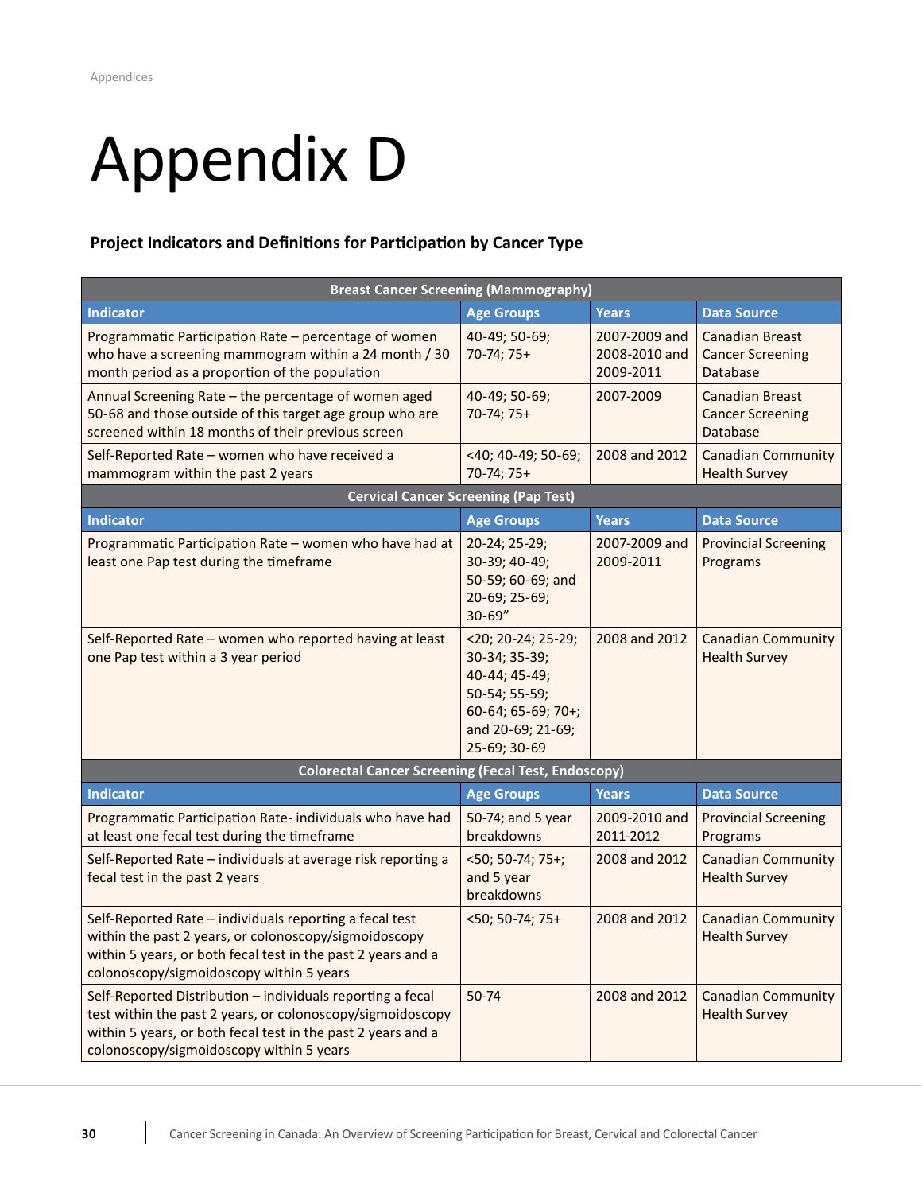# Appendix D

**Project Indicators and Definitions for Participation by Cancer Type**

| Breast Cancer Screening (Mammography) | | | |
|---|---|---|---|
| **Indicator** | **Age Groups** | **Years** | **Data Source** |
| Programmatic Participation Rate – percentage of women who have a screening mammogram within a 24 month / 30 month period as a proportion of the population | 40-49; 50-69; 70-74; 75+ | 2007-2009 and 2008-2010 and 2009-2011 | Canadian Breast Cancer Screening Database |
| Annual Screening Rate – the percentage of women aged 50-68 and those outside of this target age group who are screened within 18 months of their previous screen | 40-49; 50-69; 70-74; 75+ | 2007-2009 | Canadian Breast Cancer Screening Database |
| Self-Reported Rate – women who have received a mammogram within the past 2 years | <40; 40-49; 50-69; 70-74; 75+ | 2008 and 2012 | Canadian Community Health Survey |
| **Cervical Cancer Screening (Pap Test)** | | | |
| **Indicator** | **Age Groups** | **Years** | **Data Source** |
| Programmatic Participation Rate – women who have had at least one Pap test during the timeframe | 20-24; 25-29; 30-39; 40-49; 50-59; 60-69; and 20-69; 25-69; 30-69" | 2007-2009 and 2009-2011 | Provincial Screening Programs |
| Self-Reported Rate – women who reported having at least one Pap test within a 3 year period | <20; 20-24; 25-29; 30-34; 35-39; 40-44; 45-49; 50-54; 55-59; 60-64; 65-69; 70+; and 20-69; 21-69; 25-69; 30-69 | 2008 and 2012 | Canadian Community Health Survey |
| **Colorectal Cancer Screening (Fecal Test, Endoscopy)** | | | |
| **Indicator** | **Age Groups** | **Years** | **Data Source** |
| Programmatic Participation Rate- individuals who have had at least one fecal test during the timeframe | 50-74; and 5 year breakdowns | 2009-2010 and 2011-2012 | Provincial Screening Programs |
| Self-Reported Rate – individuals at average risk reporting a fecal test in the past 2 years | <50; 50-74; 75+; and 5 year breakdowns | 2008 and 2012 | Canadian Community Health Survey |
| Self-Reported Rate – individuals reporting a fecal test within the past 2 years, or colonoscopy/sigmoidoscopy within 5 years, or both fecal test in the past 2 years and a colonoscopy/sigmoidoscopy within 5 years | <50; 50-74; 75+ | 2008 and 2012 | Canadian Community Health Survey |
| Self-Reported Distribution – individuals reporting a fecal test within the past 2 years, or colonoscopy/sigmoidoscopy within 5 years, or both fecal test in the past 2 years and a colonoscopy/sigmoidoscopy within 5 years | 50-74 | 2008 and 2012 | Canadian Community Health Survey |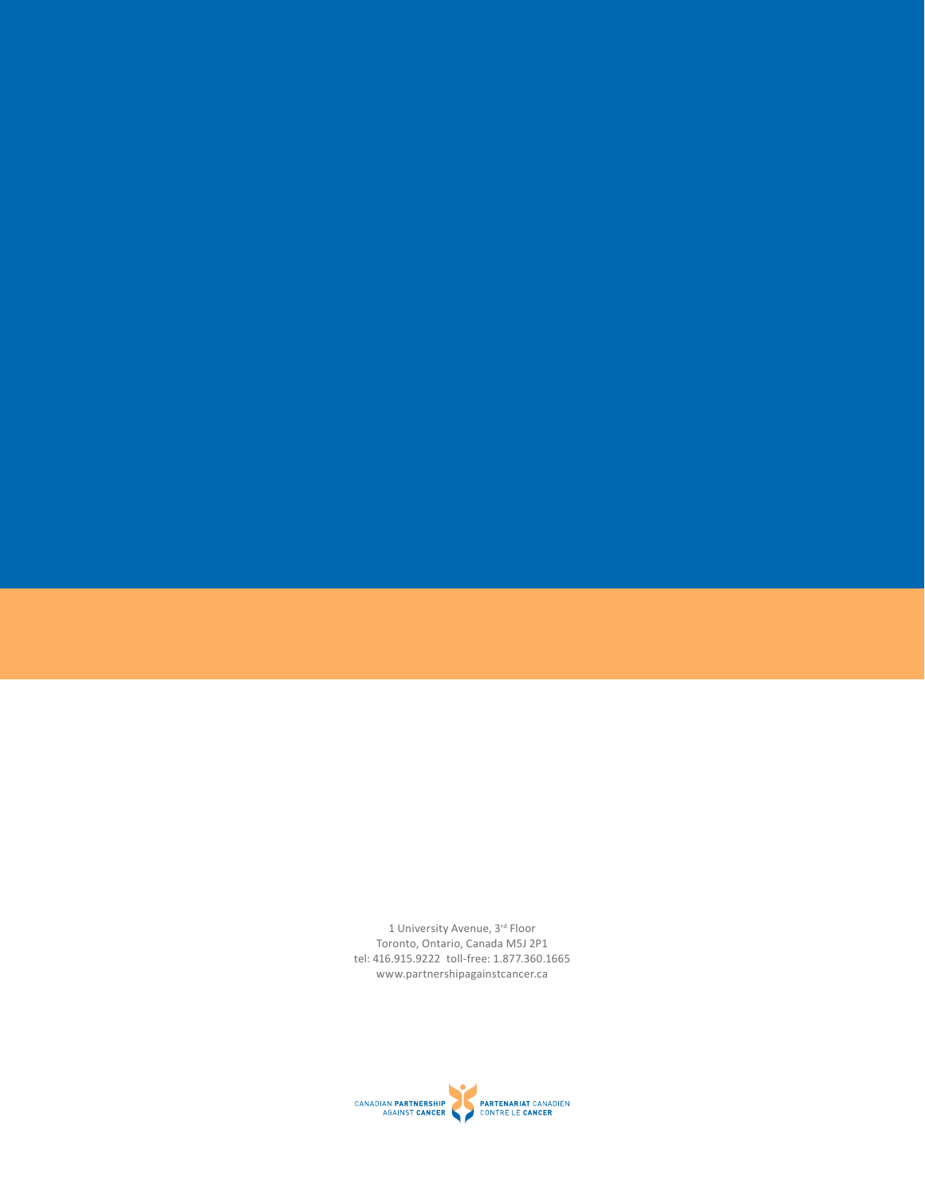1 University Avenue, 3rd Floor
Toronto, Ontario, Canada M5J 2P1
tel: 416.915.9222 toll-free: 1.877.360.1665
www.partnershipagainstcancer.ca

CANADIAN PARTNERSHIP AGAINST CANCER
PARTENARIAT CANADIEN CONTRE LE CANCER